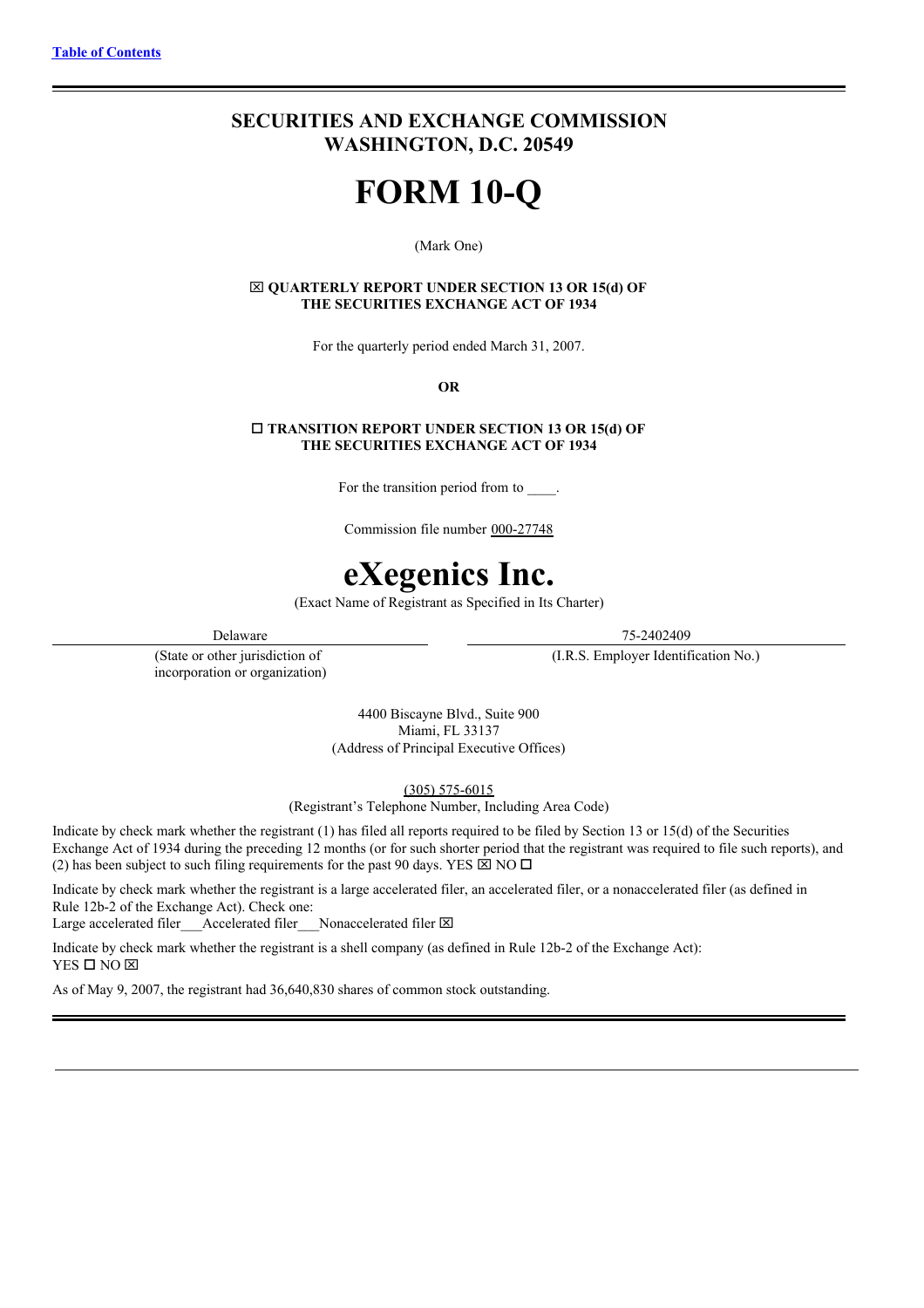[Table of Contents](#)

# SECURITIES AND EXCHANGE COMMISSION
## WASHINGTON, D.C. 20549

# FORM 10-Q

(Mark One)

☒ **QUARTERLY REPORT UNDER SECTION 13 OR 15(d) OF THE SECURITIES EXCHANGE ACT OF 1934**

For the quarterly period ended March 31, 2007.

**OR**

☐ **TRANSITION REPORT UNDER SECTION 13 OR 15(d) OF THE SECURITIES EXCHANGE ACT OF 1934**

For the transition period from to ____.

Commission file number 000-27748

# eXegenics Inc.

(Exact Name of Registrant as Specified in Its Charter)

| | |
|---|---|
| Delaware | 75-2402409 |
| (State or other jurisdiction of incorporation or organization) | (I.R.S. Employer Identification No.) |

4400 Biscayne Blvd., Suite 900
Miami, FL 33137
(Address of Principal Executive Offices)

(305) 575-6015
(Registrant's Telephone Number, Including Area Code)

Indicate by check mark whether the registrant (1) has filed all reports required to be filed by Section 13 or 15(d) of the Securities Exchange Act of 1934 during the preceding 12 months (or for such shorter period that the registrant was required to file such reports), and (2) has been subject to such filing requirements for the past 90 days. YES ☒ NO ☐

Indicate by check mark whether the registrant is a large accelerated filer, an accelerated filer, or a nonaccelerated filer (as defined in Rule 12b-2 of the Exchange Act). Check one:
Large accelerated filer___Accelerated filer___Nonaccelerated filer ☒

Indicate by check mark whether the registrant is a shell company (as defined in Rule 12b-2 of the Exchange Act):
YES ☐ NO ☒

As of May 9, 2007, the registrant had 36,640,830 shares of common stock outstanding.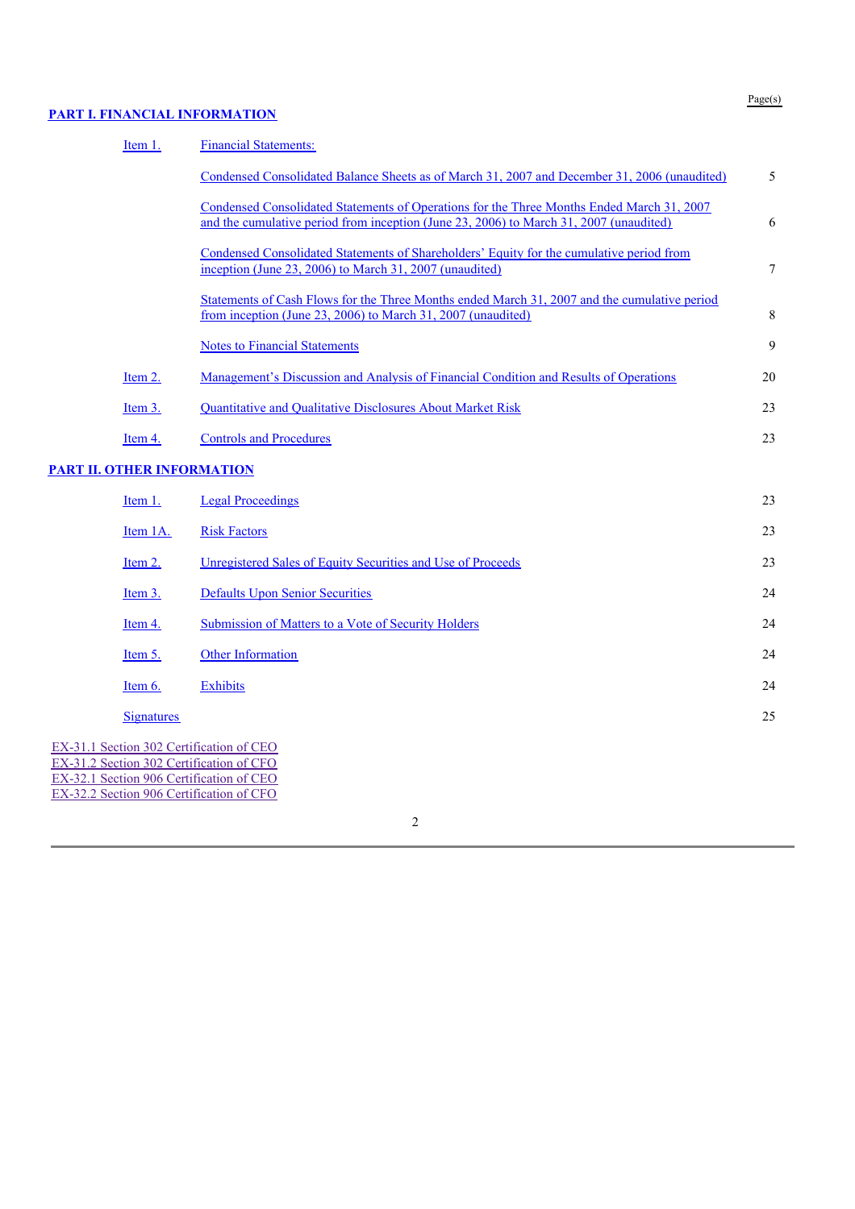| | | Page(s) |
|---|---|---|
| **PART I. FINANCIAL INFORMATION** | | |
| Item 1. | Financial Statements: | |
| | Condensed Consolidated Balance Sheets as of March 31, 2007 and December 31, 2006 (unaudited) | 5 |
| | Condensed Consolidated Statements of Operations for the Three Months Ended March 31, 2007 and the cumulative period from inception (June 23, 2006) to March 31, 2007 (unaudited) | 6 |
| | Condensed Consolidated Statements of Shareholders' Equity for the cumulative period from inception (June 23, 2006) to March 31, 2007 (unaudited) | 7 |
| | Statements of Cash Flows for the Three Months ended March 31, 2007 and the cumulative period from inception (June 23, 2006) to March 31, 2007 (unaudited) | 8 |
| | Notes to Financial Statements | 9 |
| Item 2. | Management's Discussion and Analysis of Financial Condition and Results of Operations | 20 |
| Item 3. | Quantitative and Qualitative Disclosures About Market Risk | 23 |
| Item 4. | Controls and Procedures | 23 |
| **PART II. OTHER INFORMATION** | | |
| Item 1. | Legal Proceedings | 23 |
| Item 1A. | Risk Factors | 23 |
| Item 2. | Unregistered Sales of Equity Securities and Use of Proceeds | 23 |
| Item 3. | Defaults Upon Senior Securities | 24 |
| Item 4. | Submission of Matters to a Vote of Security Holders | 24 |
| Item 5. | Other Information | 24 |
| Item 6. | Exhibits | 24 |
| Signatures | | 25 |

EX-31.1 Section 302 Certification of CEO
EX-31.2 Section 302 Certification of CFO
EX-32.1 Section 906 Certification of CEO
EX-32.2 Section 906 Certification of CFO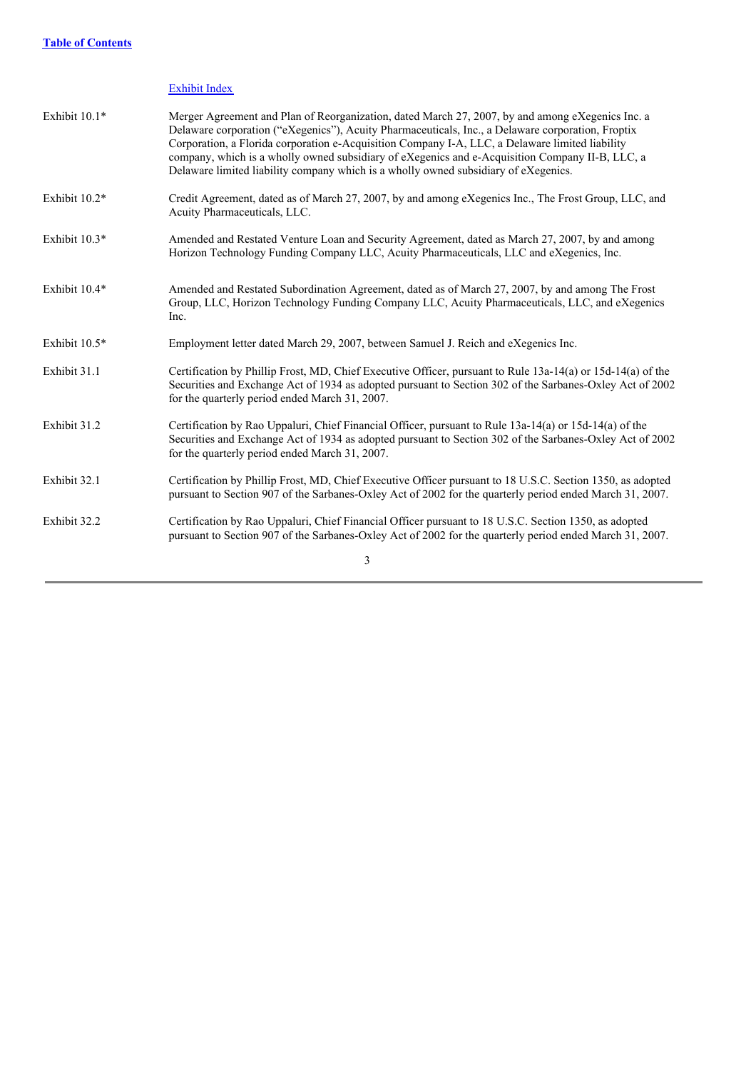[Table of Contents](#)

[Exhibit Index](#)

| | |
|---|---|
| Exhibit 10.1* | Merger Agreement and Plan of Reorganization, dated March 27, 2007, by and among eXegenics Inc. a Delaware corporation ("eXegenics"), Acuity Pharmaceuticals, Inc., a Delaware corporation, Froptix Corporation, a Florida corporation e-Acquisition Company I-A, LLC, a Delaware limited liability company, which is a wholly owned subsidiary of eXegenics and e-Acquisition Company II-B, LLC, a Delaware limited liability company which is a wholly owned subsidiary of eXegenics. |
| Exhibit 10.2* | Credit Agreement, dated as of March 27, 2007, by and among eXegenics Inc., The Frost Group, LLC, and Acuity Pharmaceuticals, LLC. |
| Exhibit 10.3* | Amended and Restated Venture Loan and Security Agreement, dated as March 27, 2007, by and among Horizon Technology Funding Company LLC, Acuity Pharmaceuticals, LLC and eXegenics, Inc. |
| Exhibit 10.4* | Amended and Restated Subordination Agreement, dated as of March 27, 2007, by and among The Frost Group, LLC, Horizon Technology Funding Company LLC, Acuity Pharmaceuticals, LLC, and eXegenics Inc. |
| Exhibit 10.5* | Employment letter dated March 29, 2007, between Samuel J. Reich and eXegenics Inc. |
| Exhibit 31.1 | Certification by Phillip Frost, MD, Chief Executive Officer, pursuant to Rule 13a-14(a) or 15d-14(a) of the Securities and Exchange Act of 1934 as adopted pursuant to Section 302 of the Sarbanes-Oxley Act of 2002 for the quarterly period ended March 31, 2007. |
| Exhibit 31.2 | Certification by Rao Uppaluri, Chief Financial Officer, pursuant to Rule 13a-14(a) or 15d-14(a) of the Securities and Exchange Act of 1934 as adopted pursuant to Section 302 of the Sarbanes-Oxley Act of 2002 for the quarterly period ended March 31, 2007. |
| Exhibit 32.1 | Certification by Phillip Frost, MD, Chief Executive Officer pursuant to 18 U.S.C. Section 1350, as adopted pursuant to Section 907 of the Sarbanes-Oxley Act of 2002 for the quarterly period ended March 31, 2007. |
| Exhibit 32.2 | Certification by Rao Uppaluri, Chief Financial Officer pursuant to 18 U.S.C. Section 1350, as adopted pursuant to Section 907 of the Sarbanes-Oxley Act of 2002 for the quarterly period ended March 31, 2007. |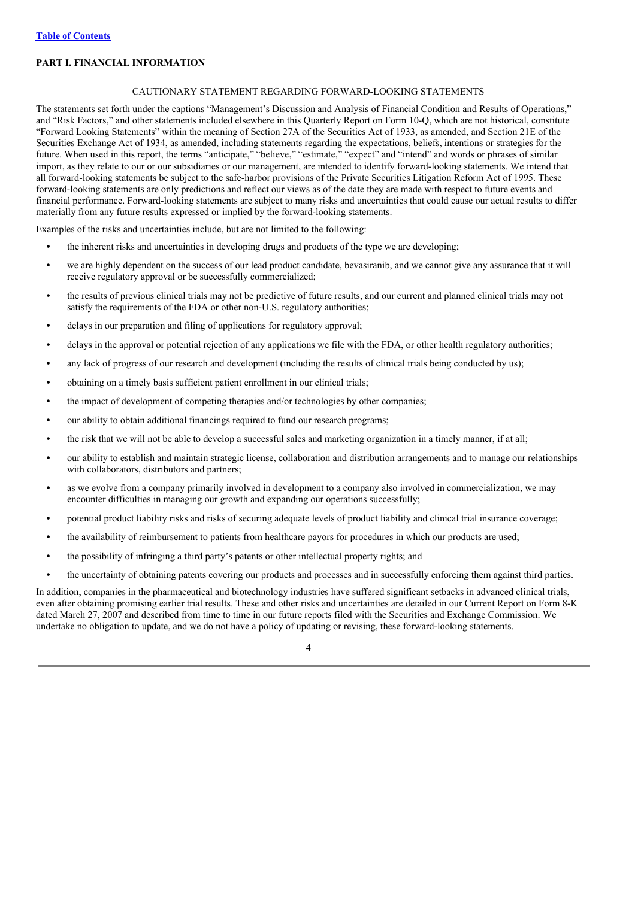[Table of Contents](#)

**PART I. FINANCIAL INFORMATION**

CAUTIONARY STATEMENT REGARDING FORWARD-LOOKING STATEMENTS

The statements set forth under the captions "Management's Discussion and Analysis of Financial Condition and Results of Operations," and "Risk Factors," and other statements included elsewhere in this Quarterly Report on Form 10-Q, which are not historical, constitute "Forward Looking Statements" within the meaning of Section 27A of the Securities Act of 1933, as amended, and Section 21E of the Securities Exchange Act of 1934, as amended, including statements regarding the expectations, beliefs, intentions or strategies for the future. When used in this report, the terms "anticipate," "believe," "estimate," "expect" and "intend" and words or phrases of similar import, as they relate to our or our subsidiaries or our management, are intended to identify forward-looking statements. We intend that all forward-looking statements be subject to the safe-harbor provisions of the Private Securities Litigation Reform Act of 1995. These forward-looking statements are only predictions and reflect our views as of the date they are made with respect to future events and financial performance. Forward-looking statements are subject to many risks and uncertainties that could cause our actual results to differ materially from any future results expressed or implied by the forward-looking statements.

Examples of the risks and uncertainties include, but are not limited to the following:

- the inherent risks and uncertainties in developing drugs and products of the type we are developing;
- we are highly dependent on the success of our lead product candidate, bevasiranib, and we cannot give any assurance that it will receive regulatory approval or be successfully commercialized;
- the results of previous clinical trials may not be predictive of future results, and our current and planned clinical trials may not satisfy the requirements of the FDA or other non-U.S. regulatory authorities;
- delays in our preparation and filing of applications for regulatory approval;
- delays in the approval or potential rejection of any applications we file with the FDA, or other health regulatory authorities;
- any lack of progress of our research and development (including the results of clinical trials being conducted by us);
- obtaining on a timely basis sufficient patient enrollment in our clinical trials;
- the impact of development of competing therapies and/or technologies by other companies;
- our ability to obtain additional financings required to fund our research programs;
- the risk that we will not be able to develop a successful sales and marketing organization in a timely manner, if at all;
- our ability to establish and maintain strategic license, collaboration and distribution arrangements and to manage our relationships with collaborators, distributors and partners;
- as we evolve from a company primarily involved in development to a company also involved in commercialization, we may encounter difficulties in managing our growth and expanding our operations successfully;
- potential product liability risks and risks of securing adequate levels of product liability and clinical trial insurance coverage;
- the availability of reimbursement to patients from healthcare payors for procedures in which our products are used;
- the possibility of infringing a third party's patents or other intellectual property rights; and
- the uncertainty of obtaining patents covering our products and processes and in successfully enforcing them against third parties.

In addition, companies in the pharmaceutical and biotechnology industries have suffered significant setbacks in advanced clinical trials, even after obtaining promising earlier trial results. These and other risks and uncertainties are detailed in our Current Report on Form 8-K dated March 27, 2007 and described from time to time in our future reports filed with the Securities and Exchange Commission. We undertake no obligation to update, and we do not have a policy of updating or revising, these forward-looking statements.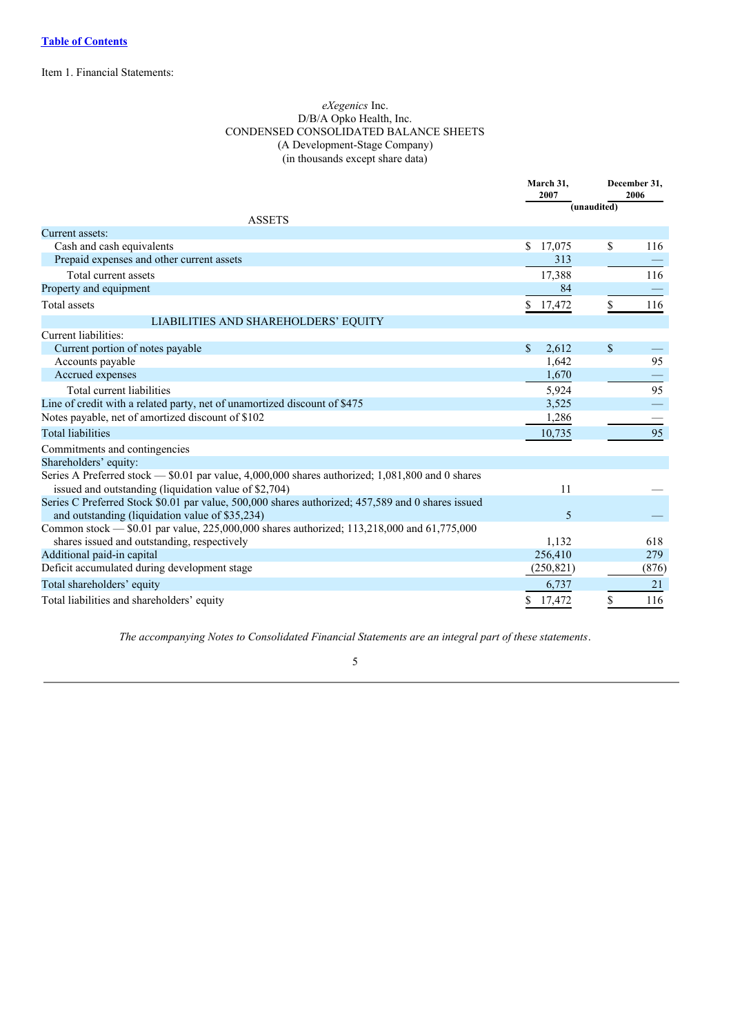Table of Contents

Item 1. Financial Statements:

*eXegenics* Inc.
D/B/A Opko Health, Inc.
CONDENSED CONSOLIDATED BALANCE SHEETS
(A Development-Stage Company)
(in thousands except share data)

| | March 31, 2007 (unaudited) | December 31, 2006 |
|---|---|---|
| **ASSETS** | | |
| Current assets: | | |
| Cash and cash equivalents | $ 17,075 | $ 116 |
| Prepaid expenses and other current assets | 313 | — |
| Total current assets | 17,388 | 116 |
| Property and equipment | 84 | — |
| Total assets | $ 17,472 | $ 116 |
| **LIABILITIES AND SHAREHOLDERS' EQUITY** | | |
| Current liabilities: | | |
| Current portion of notes payable | $ 2,612 | $ — |
| Accounts payable | 1,642 | 95 |
| Accrued expenses | 1,670 | — |
| Total current liabilities | 5,924 | 95 |
| Line of credit with a related party, net of unamortized discount of $475 | 3,525 | — |
| Notes payable, net of amortized discount of $102 | 1,286 | — |
| Total liabilities | 10,735 | 95 |
| Commitments and contingencies | | |
| Shareholders' equity: | | |
| Series A Preferred stock — $0.01 par value, 4,000,000 shares authorized; 1,081,800 and 0 shares issued and outstanding (liquidation value of $2,704) | 11 | — |
| Series C Preferred Stock $0.01 par value, 500,000 shares authorized; 457,589 and 0 shares issued and outstanding (liquidation value of $35,234) | 5 | — |
| Common stock — $0.01 par value, 225,000,000 shares authorized; 113,218,000 and 61,775,000 shares issued and outstanding, respectively | 1,132 | 618 |
| Additional paid-in capital | 256,410 | 279 |
| Deficit accumulated during development stage | (250,821) | (876) |
| Total shareholders' equity | 6,737 | 21 |
| Total liabilities and shareholders' equity | $ 17,472 | $ 116 |

*The accompanying Notes to Consolidated Financial Statements are an integral part of these statements.*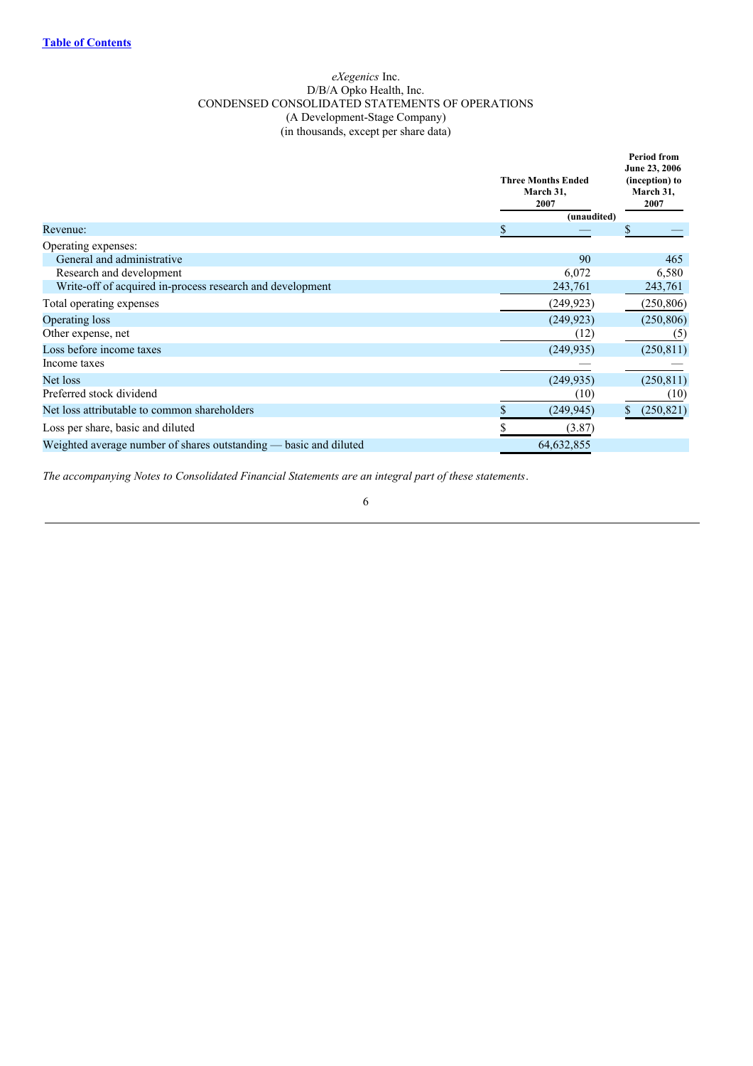*eXegenics* Inc.
D/B/A Opko Health, Inc.
CONDENSED CONSOLIDATED STATEMENTS OF OPERATIONS
(A Development-Stage Company)
(in thousands, except per share data)

| | Three Months Ended March 31, 2007 | Period from June 23, 2006 (inception) to March 31, 2007 |
|---|---|---|
| | (unaudited) | |
| Revenue: | $ — | $ — |
| Operating expenses: | | |
| General and administrative | 90 | 465 |
| Research and development | 6,072 | 6,580 |
| Write-off of acquired in-process research and development | 243,761 | 243,761 |
| Total operating expenses | (249,923) | (250,806) |
| Operating loss | (249,923) | (250,806) |
| Other expense, net | (12) | (5) |
| Loss before income taxes | (249,935) | (250,811) |
| Income taxes | — | — |
| Net loss | (249,935) | (250,811) |
| Preferred stock dividend | (10) | (10) |
| Net loss attributable to common shareholders | $ (249,945) | $ (250,821) |
| Loss per share, basic and diluted | $ (3.87) | |
| Weighted average number of shares outstanding — basic and diluted | 64,632,855 | |

*The accompanying Notes to Consolidated Financial Statements are an integral part of these statements*.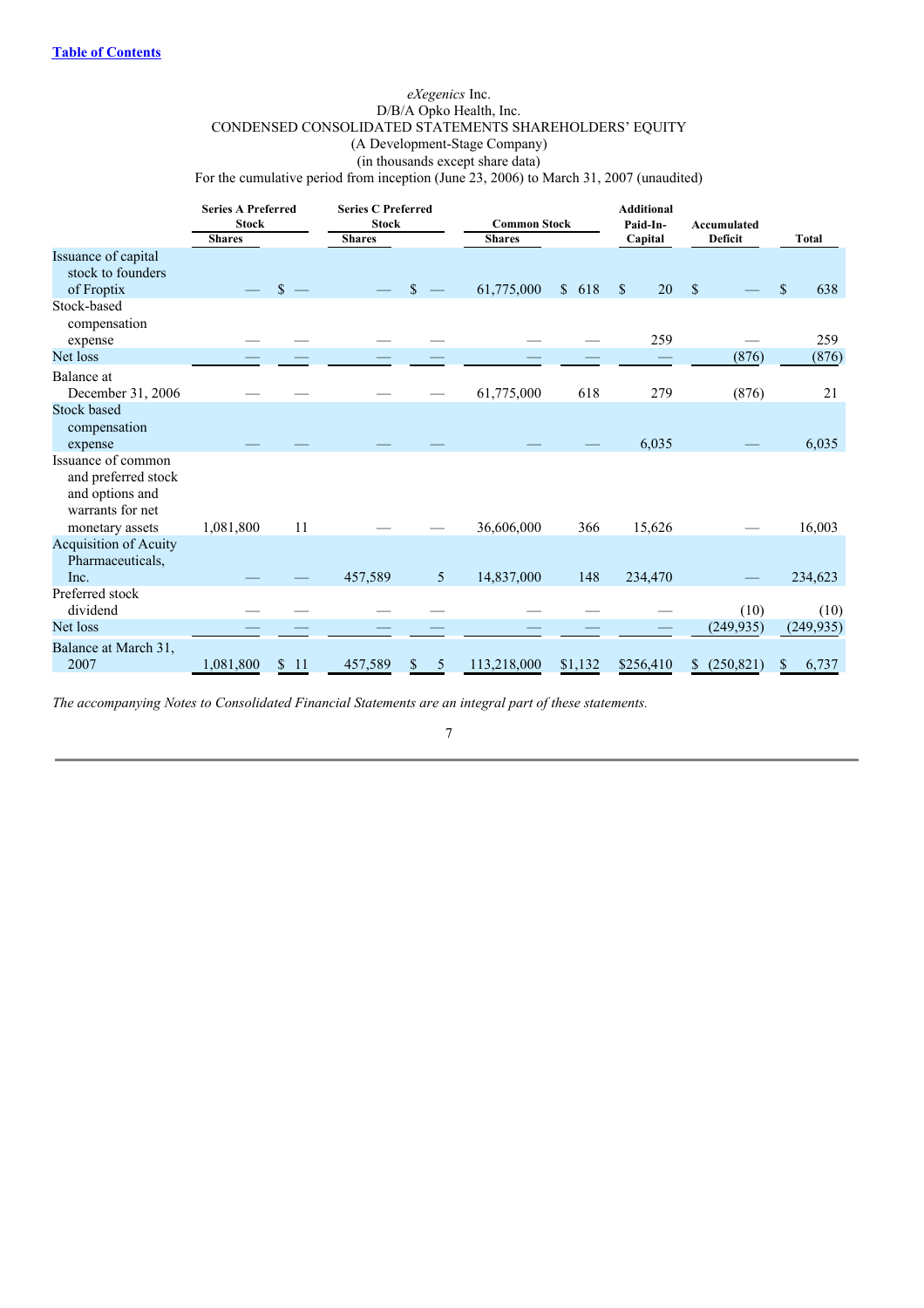[Table of Contents](#)

*eXegenics* Inc.
D/B/A Opko Health, Inc.
CONDENSED CONSOLIDATED STATEMENTS SHAREHOLDERS' EQUITY
(A Development-Stage Company)
(in thousands except share data)
For the cumulative period from inception (June 23, 2006) to March 31, 2007 (unaudited)

| | Series A Preferred Stock | | Series C Preferred Stock | | Common Stock | | Additional Paid-In-Capital | Accumulated Deficit | Total |
|---|---|---|---|---|---|---|---|---|---|
| | Shares | | Shares | | Shares | | | | |
| Issuance of capital stock to founders of Froptix | — | $ — | — | $ — | 61,775,000 | $ 618 | $ 20 | $ — | $ 638 |
| Stock-based compensation expense | — | — | — | — | — | — | 259 | — | 259 |
| Net loss | — | — | — | — | — | — | — | (876) | (876) |
| Balance at December 31, 2006 | — | — | — | — | 61,775,000 | 618 | 279 | (876) | 21 |
| Stock based compensation expense | — | — | — | — | — | — | 6,035 | — | 6,035 |
| Issuance of common and preferred stock and options and warrants for net monetary assets | 1,081,800 | 11 | — | — | 36,606,000 | 366 | 15,626 | — | 16,003 |
| Acquisition of Acuity Pharmaceuticals, Inc. | — | — | 457,589 | 5 | 14,837,000 | 148 | 234,470 | — | 234,623 |
| Preferred stock dividend | — | — | — | — | — | — | — | (10) | (10) |
| Net loss | — | — | — | — | — | — | — | (249,935) | (249,935) |
| Balance at March 31, 2007 | 1,081,800 | $ 11 | 457,589 | $ 5 | 113,218,000 | $1,132 | $256,410 | $ (250,821) | $ 6,737 |

*The accompanying Notes to Consolidated Financial Statements are an integral part of these statements.*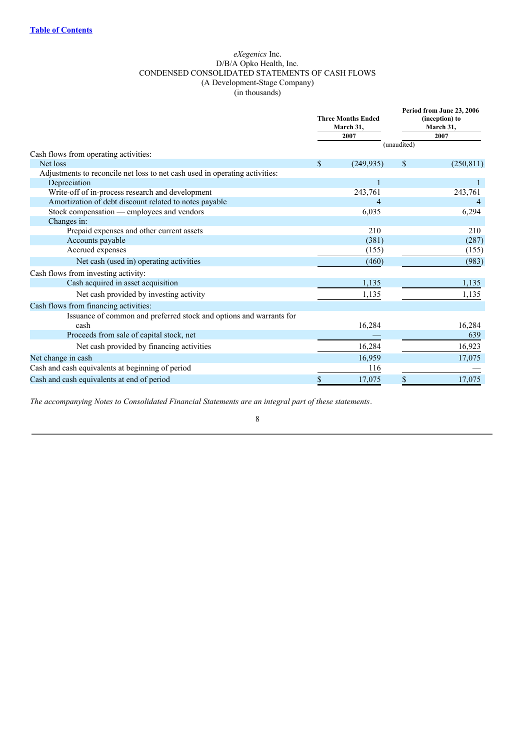[Table of Contents](#)

*eXegenics* Inc.
D/B/A Opko Health, Inc.
CONDENSED CONSOLIDATED STATEMENTS OF CASH FLOWS
(A Development-Stage Company)
(in thousands)

| | Three Months Ended March 31, 2007 | Period from June 23, 2006 (inception) to March 31, 2007 |
|---|---|---|
| | (unaudited) | |
| Cash flows from operating activities: | | |
| Net loss | $ (249,935) | $ (250,811) |
| Adjustments to reconcile net loss to net cash used in operating activities: | | |
| Depreciation | 1 | 1 |
| Write-off of in-process research and development | 243,761 | 243,761 |
| Amortization of debt discount related to notes payable | 4 | 4 |
| Stock compensation — employees and vendors | 6,035 | 6,294 |
| Changes in: | | |
| Prepaid expenses and other current assets | 210 | 210 |
| Accounts payable | (381) | (287) |
| Accrued expenses | (155) | (155) |
| Net cash (used in) operating activities | (460) | (983) |
| Cash flows from investing activity: | | |
| Cash acquired in asset acquisition | 1,135 | 1,135 |
| Net cash provided by investing activity | 1,135 | 1,135 |
| Cash flows from financing activities: | | |
| Issuance of common and preferred stock and options and warrants for cash | 16,284 | 16,284 |
| Proceeds from sale of capital stock, net | — | 639 |
| Net cash provided by financing activities | 16,284 | 16,923 |
| Net change in cash | 16,959 | 17,075 |
| Cash and cash equivalents at beginning of period | 116 | — |
| Cash and cash equivalents at end of period | $ 17,075 | $ 17,075 |

*The accompanying Notes to Consolidated Financial Statements are an integral part of these statements.*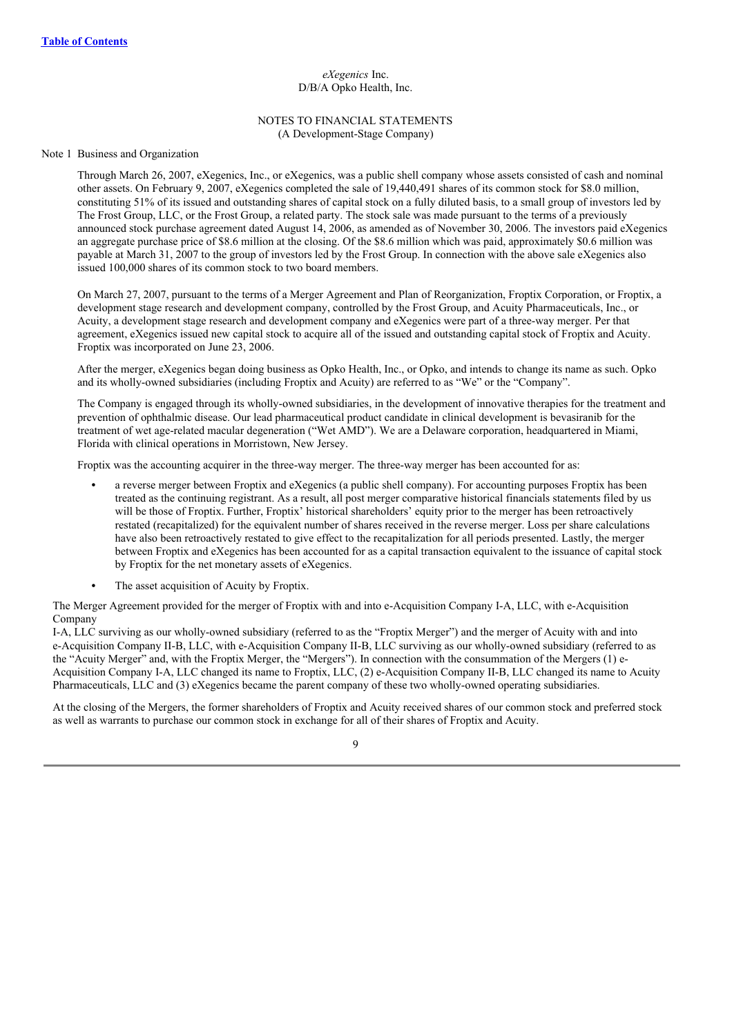*eXegenics* Inc.
D/B/A Opko Health, Inc.

NOTES TO FINANCIAL STATEMENTS
(A Development-Stage Company)

Note 1 Business and Organization

Through March 26, 2007, eXegenics, Inc., or eXegenics, was a public shell company whose assets consisted of cash and nominal other assets. On February 9, 2007, eXegenics completed the sale of 19,440,491 shares of its common stock for $8.0 million, constituting 51% of its issued and outstanding shares of capital stock on a fully diluted basis, to a small group of investors led by The Frost Group, LLC, or the Frost Group, a related party. The stock sale was made pursuant to the terms of a previously announced stock purchase agreement dated August 14, 2006, as amended as of November 30, 2006. The investors paid eXegenics an aggregate purchase price of $8.6 million at the closing. Of the $8.6 million which was paid, approximately $0.6 million was payable at March 31, 2007 to the group of investors led by the Frost Group. In connection with the above sale eXegenics also issued 100,000 shares of its common stock to two board members.

On March 27, 2007, pursuant to the terms of a Merger Agreement and Plan of Reorganization, Froptix Corporation, or Froptix, a development stage research and development company, controlled by the Frost Group, and Acuity Pharmaceuticals, Inc., or Acuity, a development stage research and development company and eXegenics were part of a three-way merger. Per that agreement, eXegenics issued new capital stock to acquire all of the issued and outstanding capital stock of Froptix and Acuity. Froptix was incorporated on June 23, 2006.

After the merger, eXegenics began doing business as Opko Health, Inc., or Opko, and intends to change its name as such. Opko and its wholly-owned subsidiaries (including Froptix and Acuity) are referred to as "We" or the "Company".

The Company is engaged through its wholly-owned subsidiaries, in the development of innovative therapies for the treatment and prevention of ophthalmic disease. Our lead pharmaceutical product candidate in clinical development is bevasiranib for the treatment of wet age-related macular degeneration ("Wet AMD"). We are a Delaware corporation, headquartered in Miami, Florida with clinical operations in Morristown, New Jersey.

Froptix was the accounting acquirer in the three-way merger. The three-way merger has been accounted for as:

- a reverse merger between Froptix and eXegenics (a public shell company). For accounting purposes Froptix has been treated as the continuing registrant. As a result, all post merger comparative historical financials statements filed by us will be those of Froptix. Further, Froptix' historical shareholders' equity prior to the merger has been retroactively restated (recapitalized) for the equivalent number of shares received in the reverse merger. Loss per share calculations have also been retroactively restated to give effect to the recapitalization for all periods presented. Lastly, the merger between Froptix and eXegenics has been accounted for as a capital transaction equivalent to the issuance of capital stock by Froptix for the net monetary assets of eXegenics.
- The asset acquisition of Acuity by Froptix.

The Merger Agreement provided for the merger of Froptix with and into e-Acquisition Company I-A, LLC, with e-Acquisition Company I-A, LLC surviving as our wholly-owned subsidiary (referred to as the "Froptix Merger") and the merger of Acuity with and into e-Acquisition Company II-B, LLC, with e-Acquisition Company II-B, LLC surviving as our wholly-owned subsidiary (referred to as the "Acuity Merger" and, with the Froptix Merger, the "Mergers"). In connection with the consummation of the Mergers (1) e-Acquisition Company I-A, LLC changed its name to Froptix, LLC, (2) e-Acquisition Company II-B, LLC changed its name to Acuity Pharmaceuticals, LLC and (3) eXegenics became the parent company of these two wholly-owned operating subsidiaries.

At the closing of the Mergers, the former shareholders of Froptix and Acuity received shares of our common stock and preferred stock as well as warrants to purchase our common stock in exchange for all of their shares of Froptix and Acuity.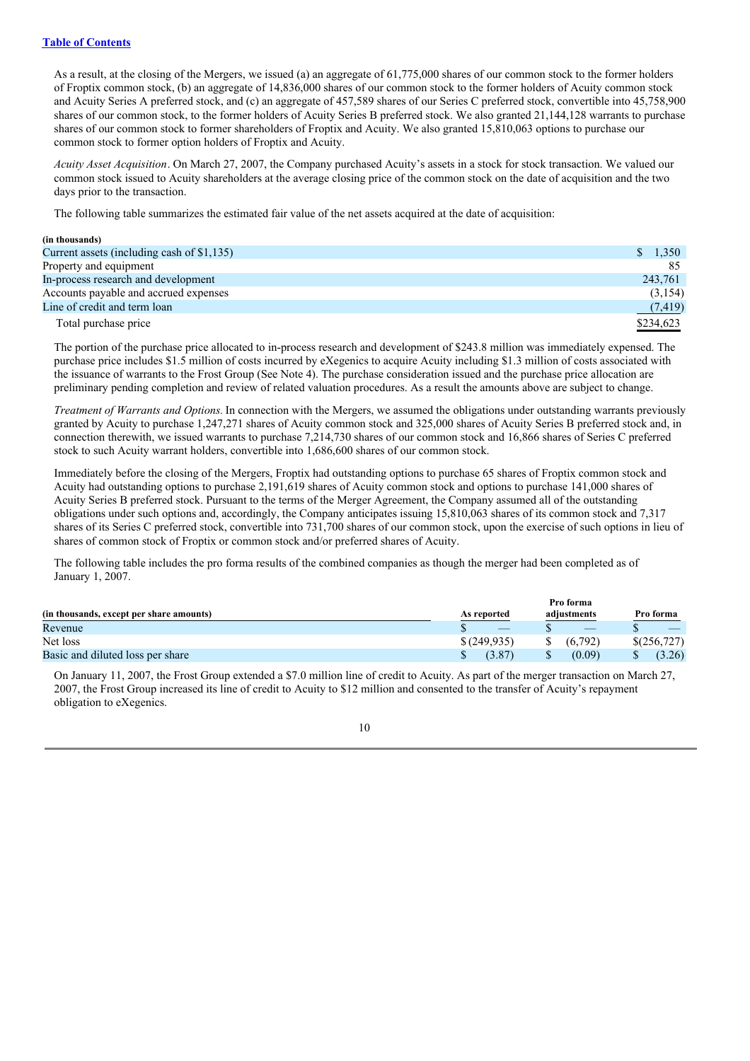As a result, at the closing of the Mergers, we issued (a) an aggregate of 61,775,000 shares of our common stock to the former holders of Froptix common stock, (b) an aggregate of 14,836,000 shares of our common stock to the former holders of Acuity common stock and Acuity Series A preferred stock, and (c) an aggregate of 457,589 shares of our Series C preferred stock, convertible into 45,758,900 shares of our common stock, to the former holders of Acuity Series B preferred stock. We also granted 21,144,128 warrants to purchase shares of our common stock to former shareholders of Froptix and Acuity. We also granted 15,810,063 options to purchase our common stock to former option holders of Froptix and Acuity.

*Acuity Asset Acquisition*. On March 27, 2007, the Company purchased Acuity's assets in a stock for stock transaction. We valued our common stock issued to Acuity shareholders at the average closing price of the common stock on the date of acquisition and the two days prior to the transaction.

The following table summarizes the estimated fair value of the net assets acquired at the date of acquisition:

| (in thousands) | |
|---|---|
| Current assets (including cash of $1,135) | $ 1,350 |
| Property and equipment | 85 |
| In-process research and development | 243,761 |
| Accounts payable and accrued expenses | (3,154) |
| Line of credit and term loan | (7,419) |
| Total purchase price | $234,623 |

The portion of the purchase price allocated to in-process research and development of $243.8 million was immediately expensed. The purchase price includes $1.5 million of costs incurred by eXegenics to acquire Acuity including $1.3 million of costs associated with the issuance of warrants to the Frost Group (See Note 4). The purchase consideration issued and the purchase price allocation are preliminary pending completion and review of related valuation procedures. As a result the amounts above are subject to change.

*Treatment of Warrants and Options.* In connection with the Mergers, we assumed the obligations under outstanding warrants previously granted by Acuity to purchase 1,247,271 shares of Acuity common stock and 325,000 shares of Acuity Series B preferred stock and, in connection therewith, we issued warrants to purchase 7,214,730 shares of our common stock and 16,866 shares of Series C preferred stock to such Acuity warrant holders, convertible into 1,686,600 shares of our common stock.

Immediately before the closing of the Mergers, Froptix had outstanding options to purchase 65 shares of Froptix common stock and Acuity had outstanding options to purchase 2,191,619 shares of Acuity common stock and options to purchase 141,000 shares of Acuity Series B preferred stock. Pursuant to the terms of the Merger Agreement, the Company assumed all of the outstanding obligations under such options and, accordingly, the Company anticipates issuing 15,810,063 shares of its common stock and 7,317 shares of its Series C preferred stock, convertible into 731,700 shares of our common stock, upon the exercise of such options in lieu of shares of common stock of Froptix or common stock and/or preferred shares of Acuity.

The following table includes the pro forma results of the combined companies as though the merger had been completed as of January 1, 2007.

| (in thousands, except per share amounts) | As reported | Pro forma adjustments | Pro forma |
|---|---|---|---|
| Revenue | $ — | $ — | $ — |
| Net loss | $ (249,935) | $ (6,792) | $(256,727) |
| Basic and diluted loss per share | $ (3.87) | $ (0.09) | $ (3.26) |

On January 11, 2007, the Frost Group extended a $7.0 million line of credit to Acuity. As part of the merger transaction on March 27, 2007, the Frost Group increased its line of credit to Acuity to $12 million and consented to the transfer of Acuity's repayment obligation to eXegenics.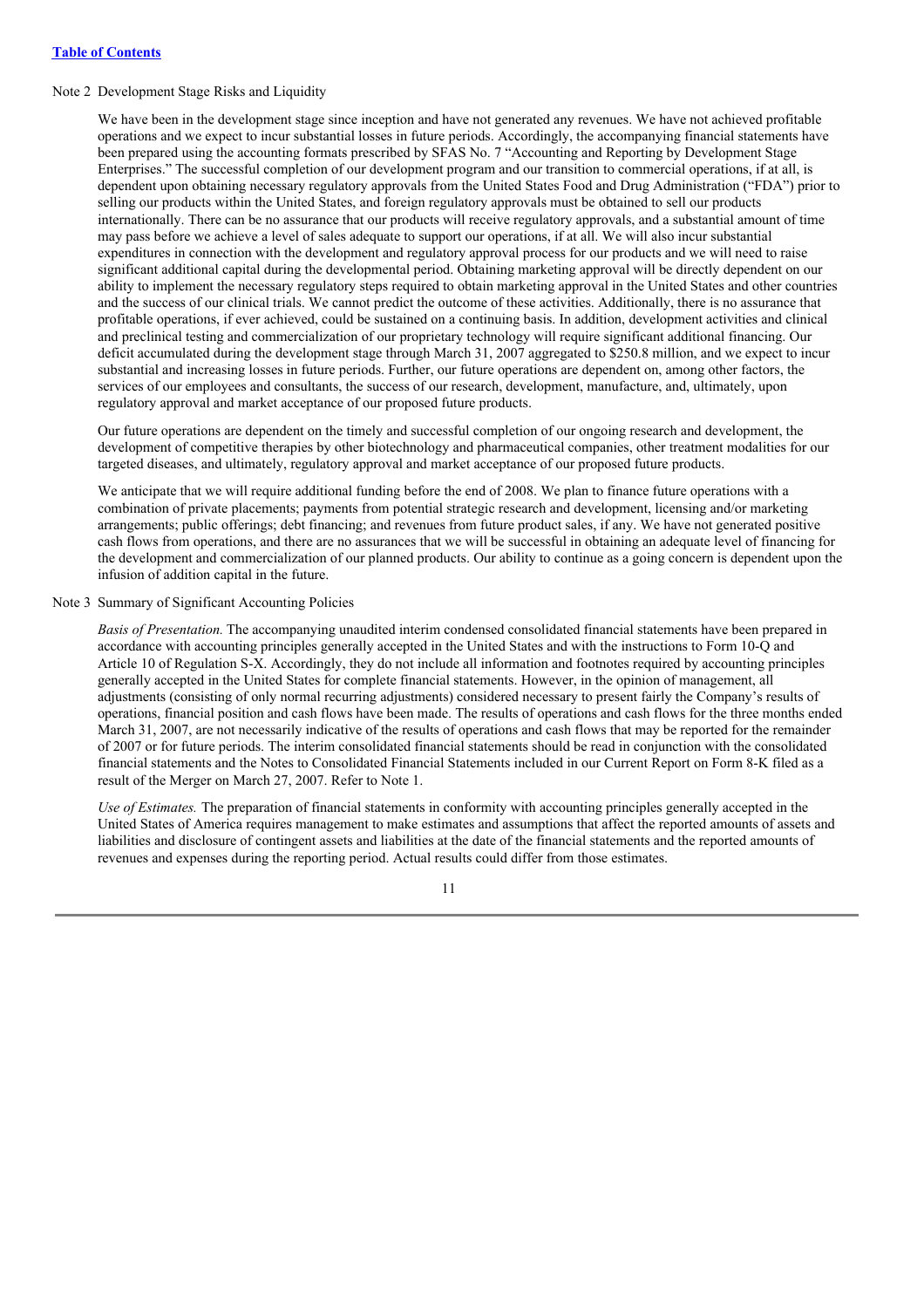Note 2 Development Stage Risks and Liquidity

We have been in the development stage since inception and have not generated any revenues. We have not achieved profitable operations and we expect to incur substantial losses in future periods. Accordingly, the accompanying financial statements have been prepared using the accounting formats prescribed by SFAS No. 7 "Accounting and Reporting by Development Stage Enterprises." The successful completion of our development program and our transition to commercial operations, if at all, is dependent upon obtaining necessary regulatory approvals from the United States Food and Drug Administration ("FDA") prior to selling our products within the United States, and foreign regulatory approvals must be obtained to sell our products internationally. There can be no assurance that our products will receive regulatory approvals, and a substantial amount of time may pass before we achieve a level of sales adequate to support our operations, if at all. We will also incur substantial expenditures in connection with the development and regulatory approval process for our products and we will need to raise significant additional capital during the developmental period. Obtaining marketing approval will be directly dependent on our ability to implement the necessary regulatory steps required to obtain marketing approval in the United States and other countries and the success of our clinical trials. We cannot predict the outcome of these activities. Additionally, there is no assurance that profitable operations, if ever achieved, could be sustained on a continuing basis. In addition, development activities and clinical and preclinical testing and commercialization of our proprietary technology will require significant additional financing. Our deficit accumulated during the development stage through March 31, 2007 aggregated to $250.8 million, and we expect to incur substantial and increasing losses in future periods. Further, our future operations are dependent on, among other factors, the services of our employees and consultants, the success of our research, development, manufacture, and, ultimately, upon regulatory approval and market acceptance of our proposed future products.

Our future operations are dependent on the timely and successful completion of our ongoing research and development, the development of competitive therapies by other biotechnology and pharmaceutical companies, other treatment modalities for our targeted diseases, and ultimately, regulatory approval and market acceptance of our proposed future products.

We anticipate that we will require additional funding before the end of 2008. We plan to finance future operations with a combination of private placements; payments from potential strategic research and development, licensing and/or marketing arrangements; public offerings; debt financing; and revenues from future product sales, if any. We have not generated positive cash flows from operations, and there are no assurances that we will be successful in obtaining an adequate level of financing for the development and commercialization of our planned products. Our ability to continue as a going concern is dependent upon the infusion of addition capital in the future.

Note 3 Summary of Significant Accounting Policies

*Basis of Presentation.* The accompanying unaudited interim condensed consolidated financial statements have been prepared in accordance with accounting principles generally accepted in the United States and with the instructions to Form 10-Q and Article 10 of Regulation S-X. Accordingly, they do not include all information and footnotes required by accounting principles generally accepted in the United States for complete financial statements. However, in the opinion of management, all adjustments (consisting of only normal recurring adjustments) considered necessary to present fairly the Company's results of operations, financial position and cash flows have been made. The results of operations and cash flows for the three months ended March 31, 2007, are not necessarily indicative of the results of operations and cash flows that may be reported for the remainder of 2007 or for future periods. The interim consolidated financial statements should be read in conjunction with the consolidated financial statements and the Notes to Consolidated Financial Statements included in our Current Report on Form 8-K filed as a result of the Merger on March 27, 2007. Refer to Note 1.

*Use of Estimates.* The preparation of financial statements in conformity with accounting principles generally accepted in the United States of America requires management to make estimates and assumptions that affect the reported amounts of assets and liabilities and disclosure of contingent assets and liabilities at the date of the financial statements and the reported amounts of revenues and expenses during the reporting period. Actual results could differ from those estimates.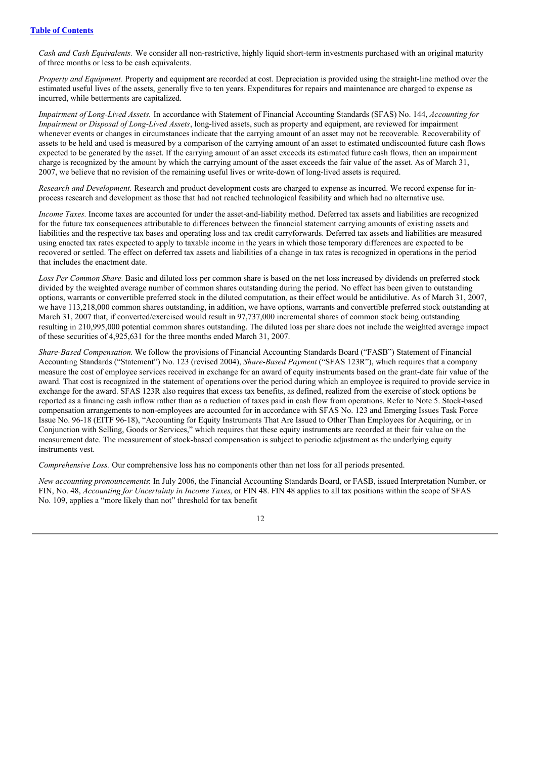*Cash and Cash Equivalents.* We consider all non-restrictive, highly liquid short-term investments purchased with an original maturity of three months or less to be cash equivalents.

*Property and Equipment.* Property and equipment are recorded at cost. Depreciation is provided using the straight-line method over the estimated useful lives of the assets, generally five to ten years. Expenditures for repairs and maintenance are charged to expense as incurred, while betterments are capitalized.

*Impairment of Long-Lived Assets.* In accordance with Statement of Financial Accounting Standards (SFAS) No. 144, *Accounting for Impairment or Disposal of Long-Lived Assets*, long-lived assets, such as property and equipment, are reviewed for impairment whenever events or changes in circumstances indicate that the carrying amount of an asset may not be recoverable. Recoverability of assets to be held and used is measured by a comparison of the carrying amount of an asset to estimated undiscounted future cash flows expected to be generated by the asset. If the carrying amount of an asset exceeds its estimated future cash flows, then an impairment charge is recognized by the amount by which the carrying amount of the asset exceeds the fair value of the asset. As of March 31, 2007, we believe that no revision of the remaining useful lives or write-down of long-lived assets is required.

*Research and Development.* Research and product development costs are charged to expense as incurred. We record expense for in-process research and development as those that had not reached technological feasibility and which had no alternative use.

*Income Taxes.* Income taxes are accounted for under the asset-and-liability method. Deferred tax assets and liabilities are recognized for the future tax consequences attributable to differences between the financial statement carrying amounts of existing assets and liabilities and the respective tax bases and operating loss and tax credit carryforwards. Deferred tax assets and liabilities are measured using enacted tax rates expected to apply to taxable income in the years in which those temporary differences are expected to be recovered or settled. The effect on deferred tax assets and liabilities of a change in tax rates is recognized in operations in the period that includes the enactment date.

*Loss Per Common Share.* Basic and diluted loss per common share is based on the net loss increased by dividends on preferred stock divided by the weighted average number of common shares outstanding during the period. No effect has been given to outstanding options, warrants or convertible preferred stock in the diluted computation, as their effect would be antidilutive. As of March 31, 2007, we have 113,218,000 common shares outstanding, in addition, we have options, warrants and convertible preferred stock outstanding at March 31, 2007 that, if converted/exercised would result in 97,737,000 incremental shares of common stock being outstanding resulting in 210,995,000 potential common shares outstanding. The diluted loss per share does not include the weighted average impact of these securities of 4,925,631 for the three months ended March 31, 2007.

*Share-Based Compensation.* We follow the provisions of Financial Accounting Standards Board ("FASB") Statement of Financial Accounting Standards ("Statement") No. 123 (revised 2004), *Share-Based Payment* ("SFAS 123R"), which requires that a company measure the cost of employee services received in exchange for an award of equity instruments based on the grant-date fair value of the award. That cost is recognized in the statement of operations over the period during which an employee is required to provide service in exchange for the award. SFAS 123R also requires that excess tax benefits, as defined, realized from the exercise of stock options be reported as a financing cash inflow rather than as a reduction of taxes paid in cash flow from operations. Refer to Note 5. Stock-based compensation arrangements to non-employees are accounted for in accordance with SFAS No. 123 and Emerging Issues Task Force Issue No. 96-18 (EITF 96-18), "Accounting for Equity Instruments That Are Issued to Other Than Employees for Acquiring, or in Conjunction with Selling, Goods or Services," which requires that these equity instruments are recorded at their fair value on the measurement date. The measurement of stock-based compensation is subject to periodic adjustment as the underlying equity instruments vest.

*Comprehensive Loss.* Our comprehensive loss has no components other than net loss for all periods presented.

*New accounting pronouncements*: In July 2006, the Financial Accounting Standards Board, or FASB, issued Interpretation Number, or FIN, No. 48, *Accounting for Uncertainty in Income Taxes*, or FIN 48. FIN 48 applies to all tax positions within the scope of SFAS No. 109, applies a "more likely than not" threshold for tax benefit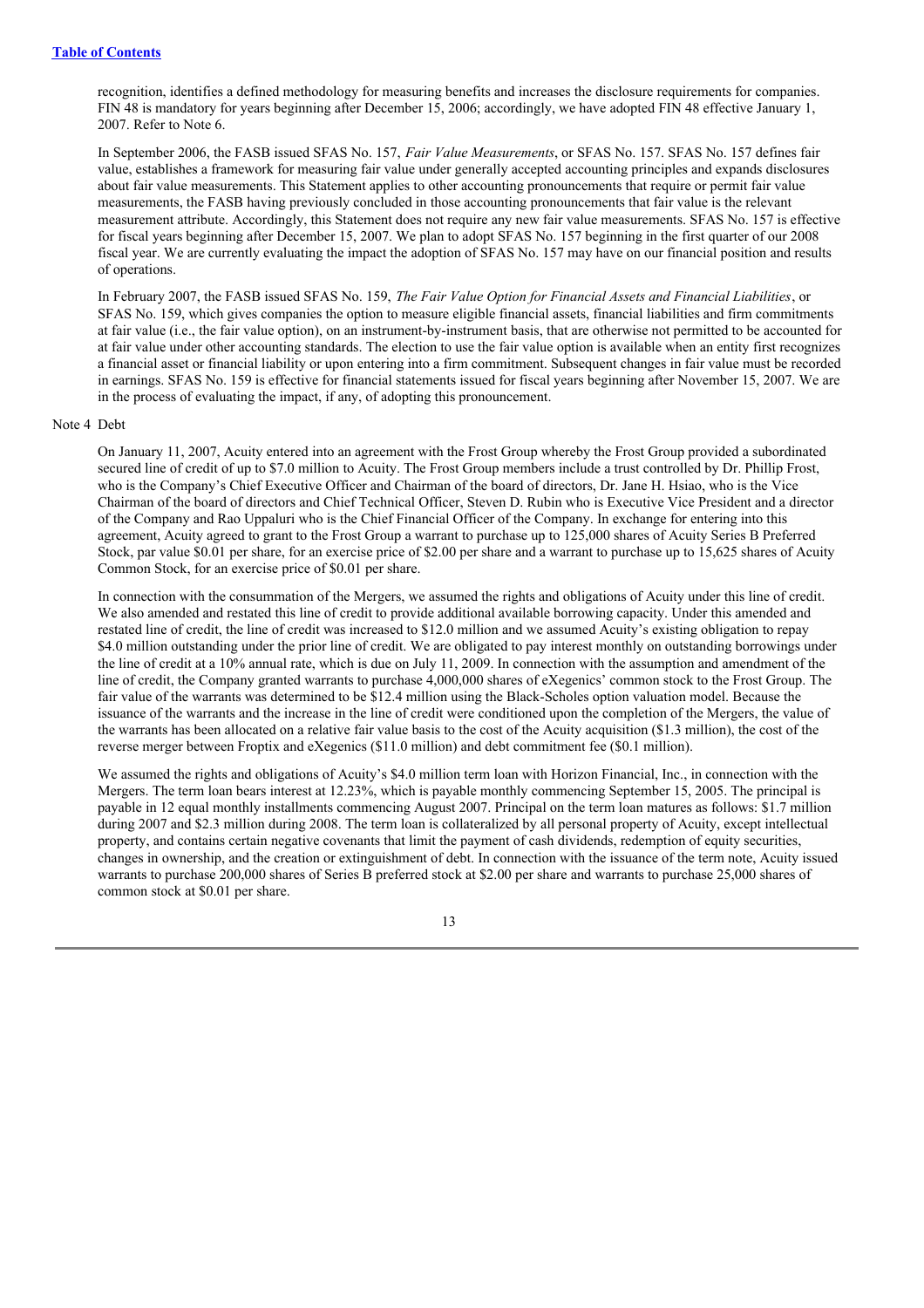recognition, identifies a defined methodology for measuring benefits and increases the disclosure requirements for companies. FIN 48 is mandatory for years beginning after December 15, 2006; accordingly, we have adopted FIN 48 effective January 1, 2007. Refer to Note 6.

In September 2006, the FASB issued SFAS No. 157, *Fair Value Measurements*, or SFAS No. 157. SFAS No. 157 defines fair value, establishes a framework for measuring fair value under generally accepted accounting principles and expands disclosures about fair value measurements. This Statement applies to other accounting pronouncements that require or permit fair value measurements, the FASB having previously concluded in those accounting pronouncements that fair value is the relevant measurement attribute. Accordingly, this Statement does not require any new fair value measurements. SFAS No. 157 is effective for fiscal years beginning after December 15, 2007. We plan to adopt SFAS No. 157 beginning in the first quarter of our 2008 fiscal year. We are currently evaluating the impact the adoption of SFAS No. 157 may have on our financial position and results of operations.

In February 2007, the FASB issued SFAS No. 159, *The Fair Value Option for Financial Assets and Financial Liabilities*, or SFAS No. 159, which gives companies the option to measure eligible financial assets, financial liabilities and firm commitments at fair value (i.e., the fair value option), on an instrument-by-instrument basis, that are otherwise not permitted to be accounted for at fair value under other accounting standards. The election to use the fair value option is available when an entity first recognizes a financial asset or financial liability or upon entering into a firm commitment. Subsequent changes in fair value must be recorded in earnings. SFAS No. 159 is effective for financial statements issued for fiscal years beginning after November 15, 2007. We are in the process of evaluating the impact, if any, of adopting this pronouncement.

## Note 4 Debt

On January 11, 2007, Acuity entered into an agreement with the Frost Group whereby the Frost Group provided a subordinated secured line of credit of up to $7.0 million to Acuity. The Frost Group members include a trust controlled by Dr. Phillip Frost, who is the Company's Chief Executive Officer and Chairman of the board of directors, Dr. Jane H. Hsiao, who is the Vice Chairman of the board of directors and Chief Technical Officer, Steven D. Rubin who is Executive Vice President and a director of the Company and Rao Uppaluri who is the Chief Financial Officer of the Company. In exchange for entering into this agreement, Acuity agreed to grant to the Frost Group a warrant to purchase up to 125,000 shares of Acuity Series B Preferred Stock, par value $0.01 per share, for an exercise price of $2.00 per share and a warrant to purchase up to 15,625 shares of Acuity Common Stock, for an exercise price of $0.01 per share.

In connection with the consummation of the Mergers, we assumed the rights and obligations of Acuity under this line of credit. We also amended and restated this line of credit to provide additional available borrowing capacity. Under this amended and restated line of credit, the line of credit was increased to $12.0 million and we assumed Acuity's existing obligation to repay $4.0 million outstanding under the prior line of credit. We are obligated to pay interest monthly on outstanding borrowings under the line of credit at a 10% annual rate, which is due on July 11, 2009. In connection with the assumption and amendment of the line of credit, the Company granted warrants to purchase 4,000,000 shares of eXegenics' common stock to the Frost Group. The fair value of the warrants was determined to be $12.4 million using the Black-Scholes option valuation model. Because the issuance of the warrants and the increase in the line of credit were conditioned upon the completion of the Mergers, the value of the warrants has been allocated on a relative fair value basis to the cost of the Acuity acquisition ($1.3 million), the cost of the reverse merger between Froptix and eXegenics ($11.0 million) and debt commitment fee ($0.1 million).

We assumed the rights and obligations of Acuity's $4.0 million term loan with Horizon Financial, Inc., in connection with the Mergers. The term loan bears interest at 12.23%, which is payable monthly commencing September 15, 2005. The principal is payable in 12 equal monthly installments commencing August 2007. Principal on the term loan matures as follows: $1.7 million during 2007 and $2.3 million during 2008. The term loan is collateralized by all personal property of Acuity, except intellectual property, and contains certain negative covenants that limit the payment of cash dividends, redemption of equity securities, changes in ownership, and the creation or extinguishment of debt. In connection with the issuance of the term note, Acuity issued warrants to purchase 200,000 shares of Series B preferred stock at $2.00 per share and warrants to purchase 25,000 shares of common stock at $0.01 per share.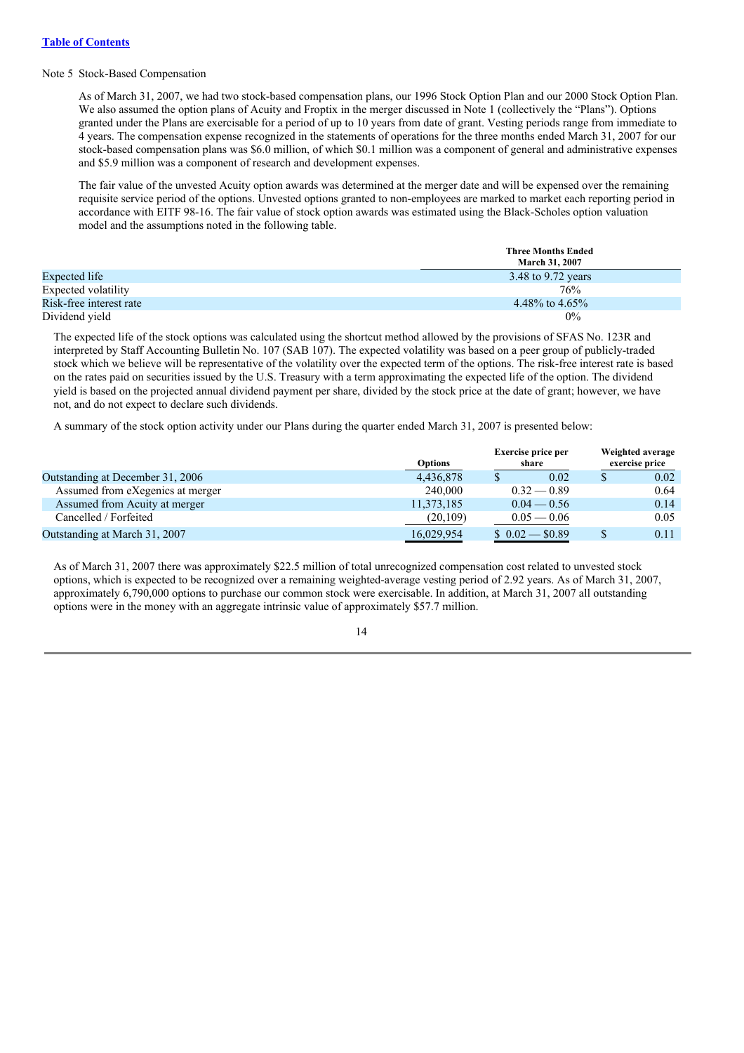[Table of Contents](#)

Note 5 Stock-Based Compensation

As of March 31, 2007, we had two stock-based compensation plans, our 1996 Stock Option Plan and our 2000 Stock Option Plan. We also assumed the option plans of Acuity and Froptix in the merger discussed in Note 1 (collectively the "Plans"). Options granted under the Plans are exercisable for a period of up to 10 years from date of grant. Vesting periods range from immediate to 4 years. The compensation expense recognized in the statements of operations for the three months ended March 31, 2007 for our stock-based compensation plans was $6.0 million, of which $0.1 million was a component of general and administrative expenses and $5.9 million was a component of research and development expenses.

The fair value of the unvested Acuity option awards was determined at the merger date and will be expensed over the remaining requisite service period of the options. Unvested options granted to non-employees are marked to market each reporting period in accordance with EITF 98-16. The fair value of stock option awards was estimated using the Black-Scholes option valuation model and the assumptions noted in the following table.

| | Three Months Ended March 31, 2007 |
|---|---|
| Expected life | 3.48 to 9.72 years |
| Expected volatility | 76% |
| Risk-free interest rate | 4.48% to 4.65% |
| Dividend yield | 0% |

The expected life of the stock options was calculated using the shortcut method allowed by the provisions of SFAS No. 123R and interpreted by Staff Accounting Bulletin No. 107 (SAB 107). The expected volatility was based on a peer group of publicly-traded stock which we believe will be representative of the volatility over the expected term of the options. The risk-free interest rate is based on the rates paid on securities issued by the U.S. Treasury with a term approximating the expected life of the option. The dividend yield is based on the projected annual dividend payment per share, divided by the stock price at the date of grant; however, we have not, and do not expect to declare such dividends.

A summary of the stock option activity under our Plans during the quarter ended March 31, 2007 is presented below:

| | Options | Exercise price per share | Weighted average exercise price |
|---|---|---|---|
| Outstanding at December 31, 2006 | 4,436,878 | $ 0.02 | $ 0.02 |
| Assumed from eXegenics at merger | 240,000 | 0.32 — 0.89 | 0.64 |
| Assumed from Acuity at merger | 11,373,185 | 0.04 — 0.56 | 0.14 |
| Cancelled / Forfeited | (20,109) | 0.05 — 0.06 | 0.05 |
| Outstanding at March 31, 2007 | 16,029,954 | $ 0.02 — $0.89 | $ 0.11 |

As of March 31, 2007 there was approximately $22.5 million of total unrecognized compensation cost related to unvested stock options, which is expected to be recognized over a remaining weighted-average vesting period of 2.92 years. As of March 31, 2007, approximately 6,790,000 options to purchase our common stock were exercisable. In addition, at March 31, 2007 all outstanding options were in the money with an aggregate intrinsic value of approximately $57.7 million.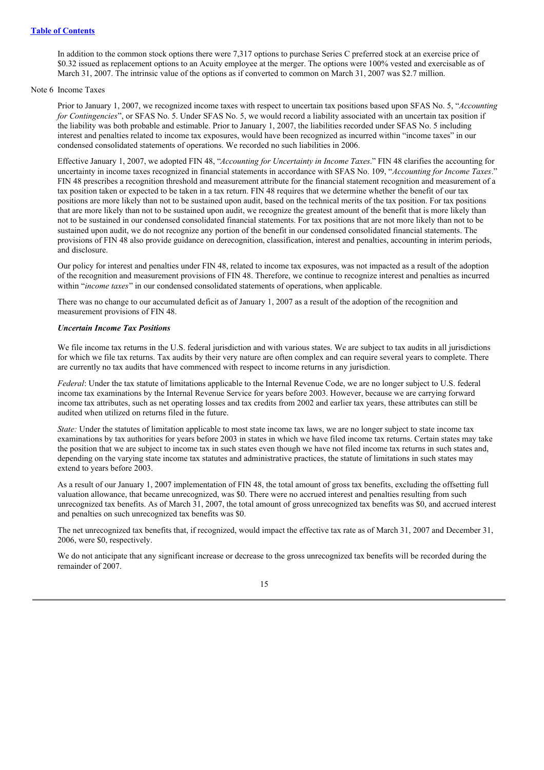In addition to the common stock options there were 7,317 options to purchase Series C preferred stock at an exercise price of $0.32 issued as replacement options to an Acuity employee at the merger. The options were 100% vested and exercisable as of March 31, 2007. The intrinsic value of the options as if converted to common on March 31, 2007 was $2.7 million.

Note 6 Income Taxes

Prior to January 1, 2007, we recognized income taxes with respect to uncertain tax positions based upon SFAS No. 5, "*Accounting for Contingencies*", or SFAS No. 5. Under SFAS No. 5, we would record a liability associated with an uncertain tax position if the liability was both probable and estimable. Prior to January 1, 2007, the liabilities recorded under SFAS No. 5 including interest and penalties related to income tax exposures, would have been recognized as incurred within "income taxes" in our condensed consolidated statements of operations. We recorded no such liabilities in 2006.

Effective January 1, 2007, we adopted FIN 48, "*Accounting for Uncertainty in Income Taxes*." FIN 48 clarifies the accounting for uncertainty in income taxes recognized in financial statements in accordance with SFAS No. 109, "*Accounting for Income Taxes*." FIN 48 prescribes a recognition threshold and measurement attribute for the financial statement recognition and measurement of a tax position taken or expected to be taken in a tax return. FIN 48 requires that we determine whether the benefit of our tax positions are more likely than not to be sustained upon audit, based on the technical merits of the tax position. For tax positions that are more likely than not to be sustained upon audit, we recognize the greatest amount of the benefit that is more likely than not to be sustained in our condensed consolidated financial statements. For tax positions that are not more likely than not to be sustained upon audit, we do not recognize any portion of the benefit in our condensed consolidated financial statements. The provisions of FIN 48 also provide guidance on derecognition, classification, interest and penalties, accounting in interim periods, and disclosure.

Our policy for interest and penalties under FIN 48, related to income tax exposures, was not impacted as a result of the adoption of the recognition and measurement provisions of FIN 48. Therefore, we continue to recognize interest and penalties as incurred within "*income taxes*" in our condensed consolidated statements of operations, when applicable.

There was no change to our accumulated deficit as of January 1, 2007 as a result of the adoption of the recognition and measurement provisions of FIN 48.

***Uncertain Income Tax Positions***

We file income tax returns in the U.S. federal jurisdiction and with various states. We are subject to tax audits in all jurisdictions for which we file tax returns. Tax audits by their very nature are often complex and can require several years to complete. There are currently no tax audits that have commenced with respect to income returns in any jurisdiction.

*Federal*: Under the tax statute of limitations applicable to the Internal Revenue Code, we are no longer subject to U.S. federal income tax examinations by the Internal Revenue Service for years before 2003. However, because we are carrying forward income tax attributes, such as net operating losses and tax credits from 2002 and earlier tax years, these attributes can still be audited when utilized on returns filed in the future.

*State:* Under the statutes of limitation applicable to most state income tax laws, we are no longer subject to state income tax examinations by tax authorities for years before 2003 in states in which we have filed income tax returns. Certain states may take the position that we are subject to income tax in such states even though we have not filed income tax returns in such states and, depending on the varying state income tax statutes and administrative practices, the statute of limitations in such states may extend to years before 2003.

As a result of our January 1, 2007 implementation of FIN 48, the total amount of gross tax benefits, excluding the offsetting full valuation allowance, that became unrecognized, was $0. There were no accrued interest and penalties resulting from such unrecognized tax benefits. As of March 31, 2007, the total amount of gross unrecognized tax benefits was $0, and accrued interest and penalties on such unrecognized tax benefits was $0.

The net unrecognized tax benefits that, if recognized, would impact the effective tax rate as of March 31, 2007 and December 31, 2006, were $0, respectively.

We do not anticipate that any significant increase or decrease to the gross unrecognized tax benefits will be recorded during the remainder of 2007.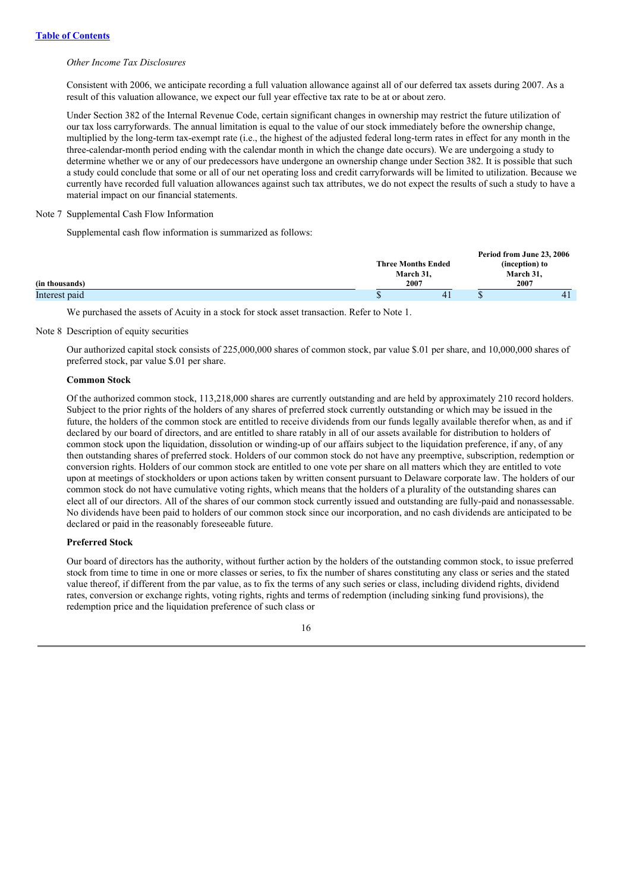*Other Income Tax Disclosures*

Consistent with 2006, we anticipate recording a full valuation allowance against all of our deferred tax assets during 2007. As a result of this valuation allowance, we expect our full year effective tax rate to be at or about zero.

Under Section 382 of the Internal Revenue Code, certain significant changes in ownership may restrict the future utilization of our tax loss carryforwards. The annual limitation is equal to the value of our stock immediately before the ownership change, multiplied by the long-term tax-exempt rate (i.e., the highest of the adjusted federal long-term rates in effect for any month in the three-calendar-month period ending with the calendar month in which the change date occurs). We are undergoing a study to determine whether we or any of our predecessors have undergone an ownership change under Section 382. It is possible that such a study could conclude that some or all of our net operating loss and credit carryforwards will be limited to utilization. Because we currently have recorded full valuation allowances against such tax attributes, we do not expect the results of such a study to have a material impact on our financial statements.

Note 7 Supplemental Cash Flow Information

Supplemental cash flow information is summarized as follows:

| (in thousands) | Three Months Ended March 31, 2007 | Period from June 23, 2006 (inception) to March 31, 2007 |
|---|---|---|
| Interest paid | $ 41 | $ 41 |

We purchased the assets of Acuity in a stock for stock asset transaction. Refer to Note 1.

Note 8 Description of equity securities

Our authorized capital stock consists of 225,000,000 shares of common stock, par value $.01 per share, and 10,000,000 shares of preferred stock, par value $.01 per share.

**Common Stock**

Of the authorized common stock, 113,218,000 shares are currently outstanding and are held by approximately 210 record holders. Subject to the prior rights of the holders of any shares of preferred stock currently outstanding or which may be issued in the future, the holders of the common stock are entitled to receive dividends from our funds legally available therefor when, as and if declared by our board of directors, and are entitled to share ratably in all of our assets available for distribution to holders of common stock upon the liquidation, dissolution or winding-up of our affairs subject to the liquidation preference, if any, of any then outstanding shares of preferred stock. Holders of our common stock do not have any preemptive, subscription, redemption or conversion rights. Holders of our common stock are entitled to one vote per share on all matters which they are entitled to vote upon at meetings of stockholders or upon actions taken by written consent pursuant to Delaware corporate law. The holders of our common stock do not have cumulative voting rights, which means that the holders of a plurality of the outstanding shares can elect all of our directors. All of the shares of our common stock currently issued and outstanding are fully-paid and nonassessable. No dividends have been paid to holders of our common stock since our incorporation, and no cash dividends are anticipated to be declared or paid in the reasonably foreseeable future.

**Preferred Stock**

Our board of directors has the authority, without further action by the holders of the outstanding common stock, to issue preferred stock from time to time in one or more classes or series, to fix the number of shares constituting any class or series and the stated value thereof, if different from the par value, as to fix the terms of any such series or class, including dividend rights, dividend rates, conversion or exchange rights, voting rights, rights and terms of redemption (including sinking fund provisions), the redemption price and the liquidation preference of such class or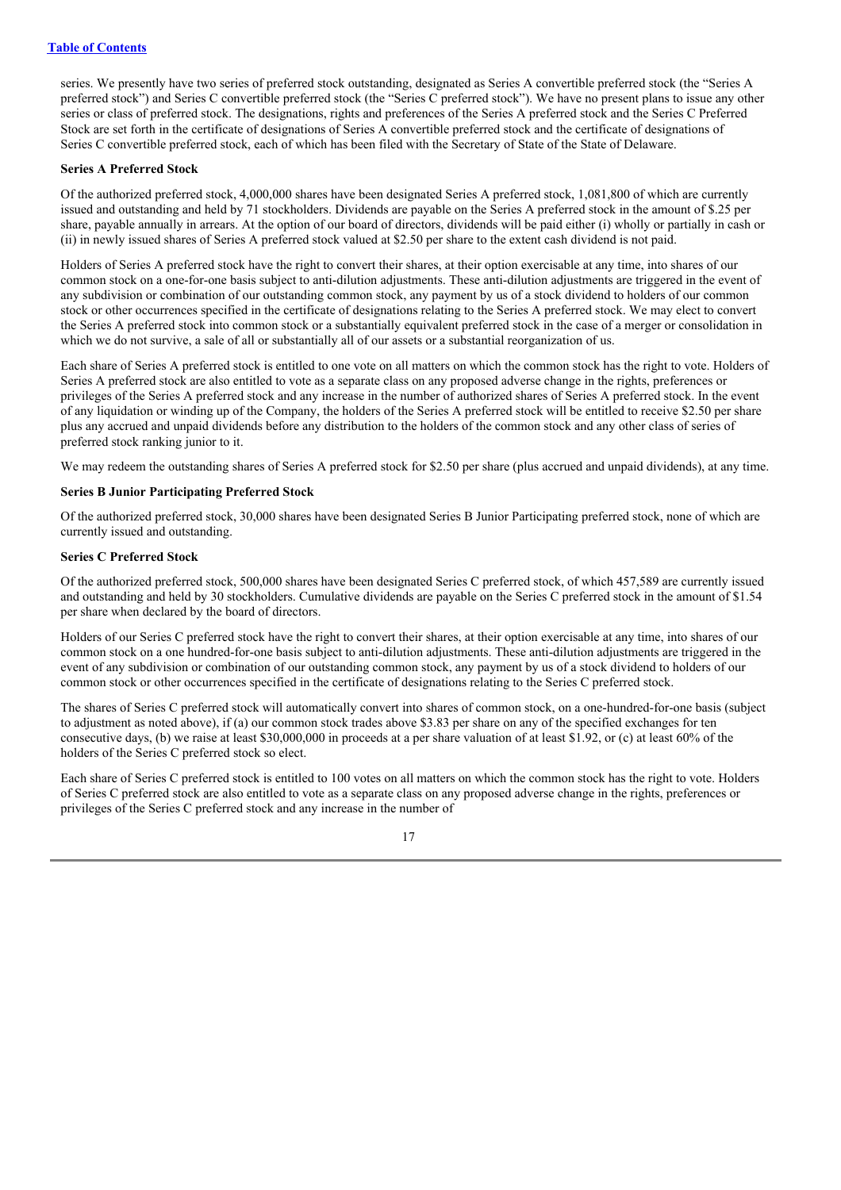series. We presently have two series of preferred stock outstanding, designated as Series A convertible preferred stock (the "Series A preferred stock") and Series C convertible preferred stock (the "Series C preferred stock"). We have no present plans to issue any other series or class of preferred stock. The designations, rights and preferences of the Series A preferred stock and the Series C Preferred Stock are set forth in the certificate of designations of Series A convertible preferred stock and the certificate of designations of Series C convertible preferred stock, each of which has been filed with the Secretary of State of the State of Delaware.

**Series A Preferred Stock**

Of the authorized preferred stock, 4,000,000 shares have been designated Series A preferred stock, 1,081,800 of which are currently issued and outstanding and held by 71 stockholders. Dividends are payable on the Series A preferred stock in the amount of $.25 per share, payable annually in arrears. At the option of our board of directors, dividends will be paid either (i) wholly or partially in cash or (ii) in newly issued shares of Series A preferred stock valued at $2.50 per share to the extent cash dividend is not paid.

Holders of Series A preferred stock have the right to convert their shares, at their option exercisable at any time, into shares of our common stock on a one-for-one basis subject to anti-dilution adjustments. These anti-dilution adjustments are triggered in the event of any subdivision or combination of our outstanding common stock, any payment by us of a stock dividend to holders of our common stock or other occurrences specified in the certificate of designations relating to the Series A preferred stock. We may elect to convert the Series A preferred stock into common stock or a substantially equivalent preferred stock in the case of a merger or consolidation in which we do not survive, a sale of all or substantially all of our assets or a substantial reorganization of us.

Each share of Series A preferred stock is entitled to one vote on all matters on which the common stock has the right to vote. Holders of Series A preferred stock are also entitled to vote as a separate class on any proposed adverse change in the rights, preferences or privileges of the Series A preferred stock and any increase in the number of authorized shares of Series A preferred stock. In the event of any liquidation or winding up of the Company, the holders of the Series A preferred stock will be entitled to receive $2.50 per share plus any accrued and unpaid dividends before any distribution to the holders of the common stock and any other class of series of preferred stock ranking junior to it.

We may redeem the outstanding shares of Series A preferred stock for $2.50 per share (plus accrued and unpaid dividends), at any time.

**Series B Junior Participating Preferred Stock**

Of the authorized preferred stock, 30,000 shares have been designated Series B Junior Participating preferred stock, none of which are currently issued and outstanding.

**Series C Preferred Stock**

Of the authorized preferred stock, 500,000 shares have been designated Series C preferred stock, of which 457,589 are currently issued and outstanding and held by 30 stockholders. Cumulative dividends are payable on the Series C preferred stock in the amount of $1.54 per share when declared by the board of directors.

Holders of our Series C preferred stock have the right to convert their shares, at their option exercisable at any time, into shares of our common stock on a one hundred-for-one basis subject to anti-dilution adjustments. These anti-dilution adjustments are triggered in the event of any subdivision or combination of our outstanding common stock, any payment by us of a stock dividend to holders of our common stock or other occurrences specified in the certificate of designations relating to the Series C preferred stock.

The shares of Series C preferred stock will automatically convert into shares of common stock, on a one-hundred-for-one basis (subject to adjustment as noted above), if (a) our common stock trades above $3.83 per share on any of the specified exchanges for ten consecutive days, (b) we raise at least $30,000,000 in proceeds at a per share valuation of at least $1.92, or (c) at least 60% of the holders of the Series C preferred stock so elect.

Each share of Series C preferred stock is entitled to 100 votes on all matters on which the common stock has the right to vote. Holders of Series C preferred stock are also entitled to vote as a separate class on any proposed adverse change in the rights, preferences or privileges of the Series C preferred stock and any increase in the number of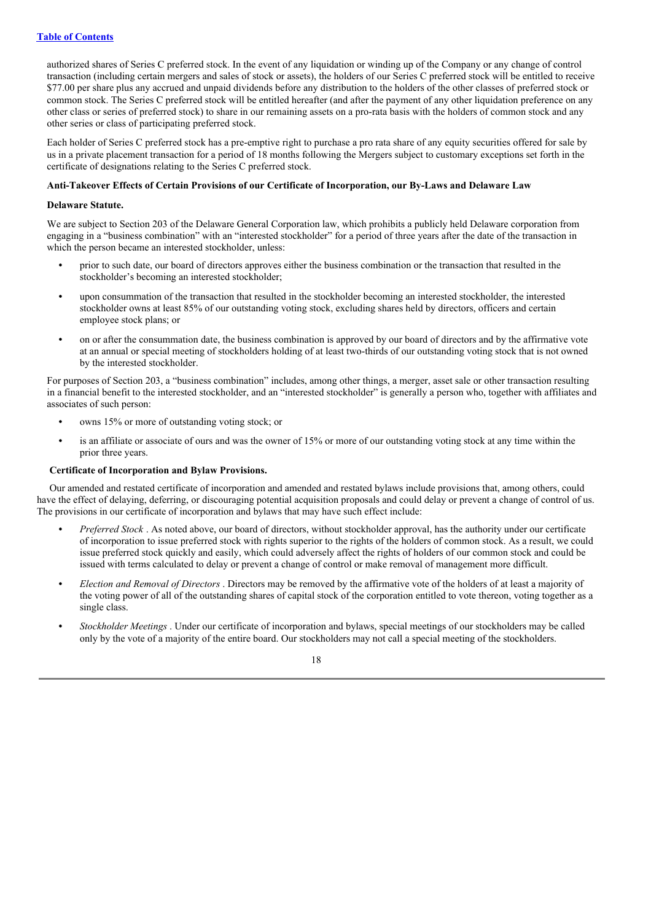authorized shares of Series C preferred stock. In the event of any liquidation or winding up of the Company or any change of control transaction (including certain mergers and sales of stock or assets), the holders of our Series C preferred stock will be entitled to receive $77.00 per share plus any accrued and unpaid dividends before any distribution to the holders of the other classes of preferred stock or common stock. The Series C preferred stock will be entitled hereafter (and after the payment of any other liquidation preference on any other class or series of preferred stock) to share in our remaining assets on a pro-rata basis with the holders of common stock and any other series or class of participating preferred stock.

Each holder of Series C preferred stock has a pre-emptive right to purchase a pro rata share of any equity securities offered for sale by us in a private placement transaction for a period of 18 months following the Mergers subject to customary exceptions set forth in the certificate of designations relating to the Series C preferred stock.

**Anti-Takeover Effects of Certain Provisions of our Certificate of Incorporation, our By-Laws and Delaware Law**

**Delaware Statute.**

We are subject to Section 203 of the Delaware General Corporation law, which prohibits a publicly held Delaware corporation from engaging in a "business combination" with an "interested stockholder" for a period of three years after the date of the transaction in which the person became an interested stockholder, unless:

- prior to such date, our board of directors approves either the business combination or the transaction that resulted in the stockholder's becoming an interested stockholder;
- upon consummation of the transaction that resulted in the stockholder becoming an interested stockholder, the interested stockholder owns at least 85% of our outstanding voting stock, excluding shares held by directors, officers and certain employee stock plans; or
- on or after the consummation date, the business combination is approved by our board of directors and by the affirmative vote at an annual or special meeting of stockholders holding of at least two-thirds of our outstanding voting stock that is not owned by the interested stockholder.

For purposes of Section 203, a "business combination" includes, among other things, a merger, asset sale or other transaction resulting in a financial benefit to the interested stockholder, and an "interested stockholder" is generally a person who, together with affiliates and associates of such person:

- owns 15% or more of outstanding voting stock; or
- is an affiliate or associate of ours and was the owner of 15% or more of our outstanding voting stock at any time within the prior three years.

**Certificate of Incorporation and Bylaw Provisions.**

Our amended and restated certificate of incorporation and amended and restated bylaws include provisions that, among others, could have the effect of delaying, deferring, or discouraging potential acquisition proposals and could delay or prevent a change of control of us. The provisions in our certificate of incorporation and bylaws that may have such effect include:

- *Preferred Stock* . As noted above, our board of directors, without stockholder approval, has the authority under our certificate of incorporation to issue preferred stock with rights superior to the rights of the holders of common stock. As a result, we could issue preferred stock quickly and easily, which could adversely affect the rights of holders of our common stock and could be issued with terms calculated to delay or prevent a change of control or make removal of management more difficult.
- *Election and Removal of Directors* . Directors may be removed by the affirmative vote of the holders of at least a majority of the voting power of all of the outstanding shares of capital stock of the corporation entitled to vote thereon, voting together as a single class.
- *Stockholder Meetings* . Under our certificate of incorporation and bylaws, special meetings of our stockholders may be called only by the vote of a majority of the entire board. Our stockholders may not call a special meeting of the stockholders.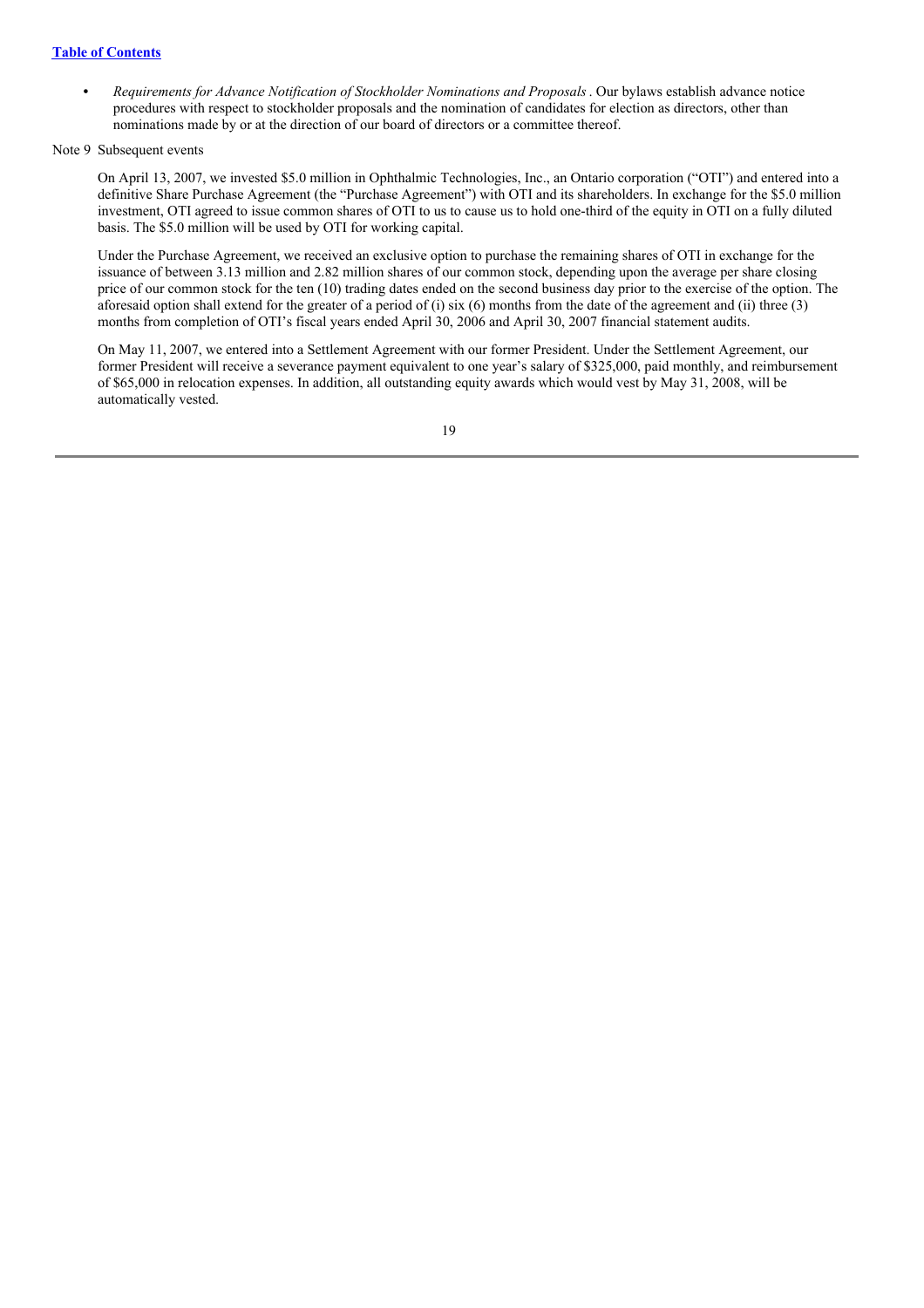- *Requirements for Advance Notification of Stockholder Nominations and Proposals* . Our bylaws establish advance notice procedures with respect to stockholder proposals and the nomination of candidates for election as directors, other than nominations made by or at the direction of our board of directors or a committee thereof.

Note 9 Subsequent events

On April 13, 2007, we invested $5.0 million in Ophthalmic Technologies, Inc., an Ontario corporation ("OTI") and entered into a definitive Share Purchase Agreement (the "Purchase Agreement") with OTI and its shareholders. In exchange for the $5.0 million investment, OTI agreed to issue common shares of OTI to us to cause us to hold one-third of the equity in OTI on a fully diluted basis. The $5.0 million will be used by OTI for working capital.

Under the Purchase Agreement, we received an exclusive option to purchase the remaining shares of OTI in exchange for the issuance of between 3.13 million and 2.82 million shares of our common stock, depending upon the average per share closing price of our common stock for the ten (10) trading dates ended on the second business day prior to the exercise of the option. The aforesaid option shall extend for the greater of a period of (i) six (6) months from the date of the agreement and (ii) three (3) months from completion of OTI's fiscal years ended April 30, 2006 and April 30, 2007 financial statement audits.

On May 11, 2007, we entered into a Settlement Agreement with our former President. Under the Settlement Agreement, our former President will receive a severance payment equivalent to one year's salary of $325,000, paid monthly, and reimbursement of $65,000 in relocation expenses. In addition, all outstanding equity awards which would vest by May 31, 2008, will be automatically vested.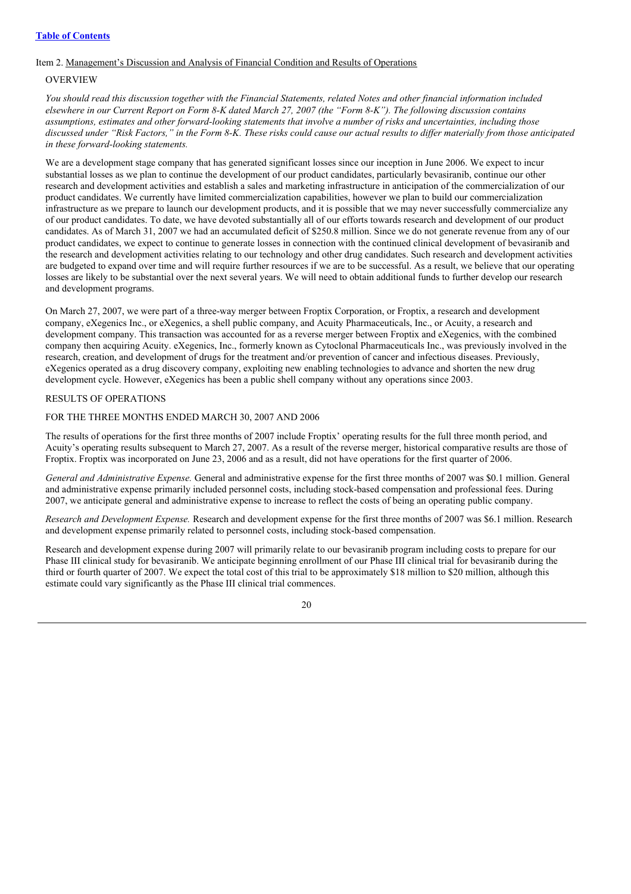[Table of Contents](#)

## Item 2. Management's Discussion and Analysis of Financial Condition and Results of Operations

### OVERVIEW

*You should read this discussion together with the Financial Statements, related Notes and other financial information included elsewhere in our Current Report on Form 8-K dated March 27, 2007 (the "Form 8-K"). The following discussion contains assumptions, estimates and other forward-looking statements that involve a number of risks and uncertainties, including those discussed under "Risk Factors," in the Form 8-K. These risks could cause our actual results to differ materially from those anticipated in these forward-looking statements.*

We are a development stage company that has generated significant losses since our inception in June 2006. We expect to incur substantial losses as we plan to continue the development of our product candidates, particularly bevasiranib, continue our other research and development activities and establish a sales and marketing infrastructure in anticipation of the commercialization of our product candidates. We currently have limited commercialization capabilities, however we plan to build our commercialization infrastructure as we prepare to launch our development products, and it is possible that we may never successfully commercialize any of our product candidates. To date, we have devoted substantially all of our efforts towards research and development of our product candidates. As of March 31, 2007 we had an accumulated deficit of $250.8 million. Since we do not generate revenue from any of our product candidates, we expect to continue to generate losses in connection with the continued clinical development of bevasiranib and the research and development activities relating to our technology and other drug candidates. Such research and development activities are budgeted to expand over time and will require further resources if we are to be successful. As a result, we believe that our operating losses are likely to be substantial over the next several years. We will need to obtain additional funds to further develop our research and development programs.

On March 27, 2007, we were part of a three-way merger between Froptix Corporation, or Froptix, a research and development company, eXegenics Inc., or eXegenics, a shell public company, and Acuity Pharmaceuticals, Inc., or Acuity, a research and development company. This transaction was accounted for as a reverse merger between Froptix and eXegenics, with the combined company then acquiring Acuity. eXegenics, Inc., formerly known as Cytoclonal Pharmaceuticals Inc., was previously involved in the research, creation, and development of drugs for the treatment and/or prevention of cancer and infectious diseases. Previously, eXegenics operated as a drug discovery company, exploiting new enabling technologies to advance and shorten the new drug development cycle. However, eXegenics has been a public shell company without any operations since 2003.

### RESULTS OF OPERATIONS

#### FOR THE THREE MONTHS ENDED MARCH 30, 2007 AND 2006

The results of operations for the first three months of 2007 include Froptix' operating results for the full three month period, and Acuity's operating results subsequent to March 27, 2007. As a result of the reverse merger, historical comparative results are those of Froptix. Froptix was incorporated on June 23, 2006 and as a result, did not have operations for the first quarter of 2006.

*General and Administrative Expense.* General and administrative expense for the first three months of 2007 was $0.1 million. General and administrative expense primarily included personnel costs, including stock-based compensation and professional fees. During 2007, we anticipate general and administrative expense to increase to reflect the costs of being an operating public company.

*Research and Development Expense.* Research and development expense for the first three months of 2007 was $6.1 million. Research and development expense primarily related to personnel costs, including stock-based compensation.

Research and development expense during 2007 will primarily relate to our bevasiranib program including costs to prepare for our Phase III clinical study for bevasiranib. We anticipate beginning enrollment of our Phase III clinical trial for bevasiranib during the third or fourth quarter of 2007. We expect the total cost of this trial to be approximately $18 million to $20 million, although this estimate could vary significantly as the Phase III clinical trial commences.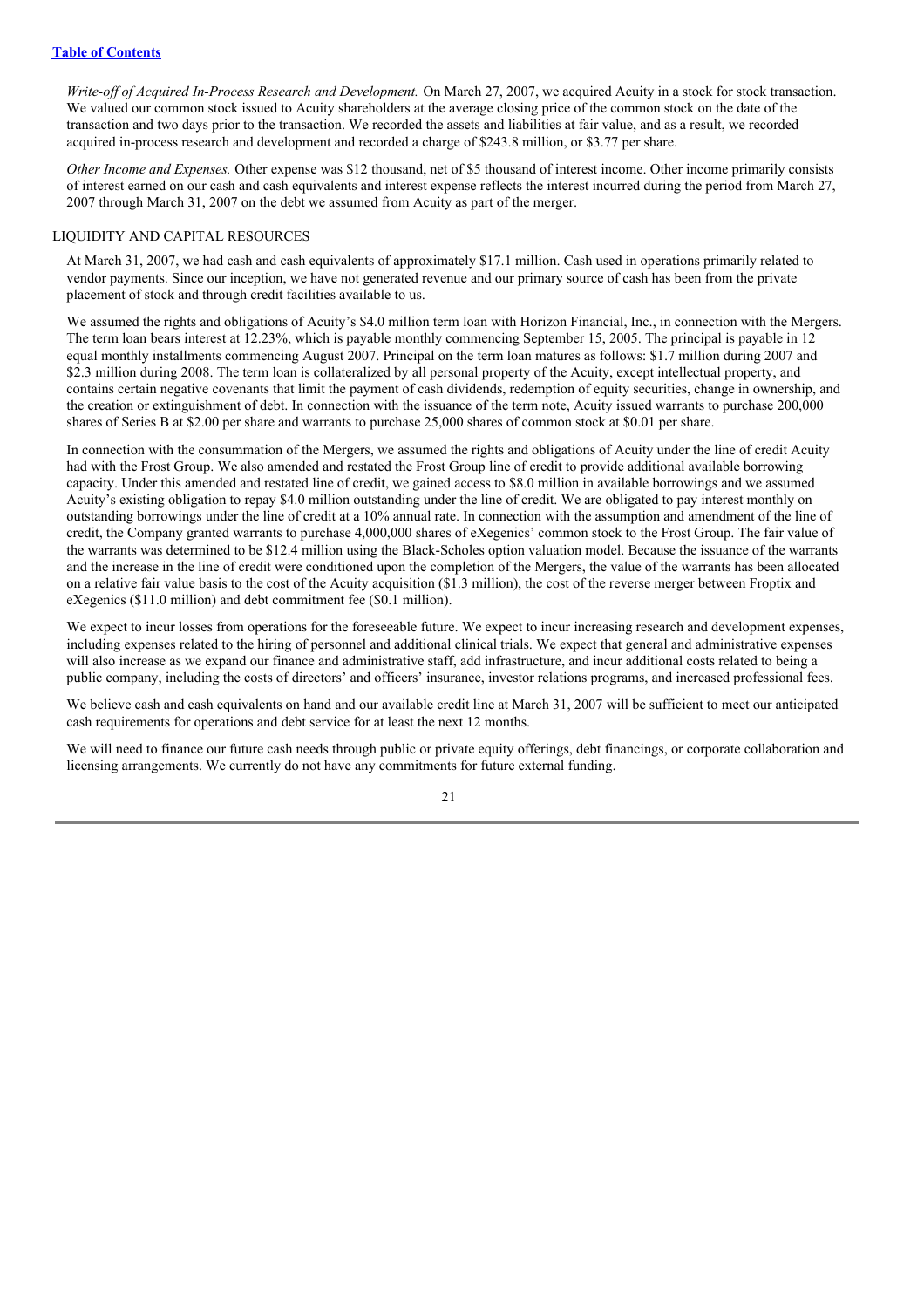*Write-off of Acquired In-Process Research and Development.* On March 27, 2007, we acquired Acuity in a stock for stock transaction. We valued our common stock issued to Acuity shareholders at the average closing price of the common stock on the date of the transaction and two days prior to the transaction. We recorded the assets and liabilities at fair value, and as a result, we recorded acquired in-process research and development and recorded a charge of $243.8 million, or $3.77 per share.

*Other Income and Expenses.* Other expense was $12 thousand, net of $5 thousand of interest income. Other income primarily consists of interest earned on our cash and cash equivalents and interest expense reflects the interest incurred during the period from March 27, 2007 through March 31, 2007 on the debt we assumed from Acuity as part of the merger.

## LIQUIDITY AND CAPITAL RESOURCES

At March 31, 2007, we had cash and cash equivalents of approximately $17.1 million. Cash used in operations primarily related to vendor payments. Since our inception, we have not generated revenue and our primary source of cash has been from the private placement of stock and through credit facilities available to us.

We assumed the rights and obligations of Acuity's $4.0 million term loan with Horizon Financial, Inc., in connection with the Mergers. The term loan bears interest at 12.23%, which is payable monthly commencing September 15, 2005. The principal is payable in 12 equal monthly installments commencing August 2007. Principal on the term loan matures as follows: $1.7 million during 2007 and $2.3 million during 2008. The term loan is collateralized by all personal property of the Acuity, except intellectual property, and contains certain negative covenants that limit the payment of cash dividends, redemption of equity securities, change in ownership, and the creation or extinguishment of debt. In connection with the issuance of the term note, Acuity issued warrants to purchase 200,000 shares of Series B at $2.00 per share and warrants to purchase 25,000 shares of common stock at $0.01 per share.

In connection with the consummation of the Mergers, we assumed the rights and obligations of Acuity under the line of credit Acuity had with the Frost Group. We also amended and restated the Frost Group line of credit to provide additional available borrowing capacity. Under this amended and restated line of credit, we gained access to $8.0 million in available borrowings and we assumed Acuity's existing obligation to repay $4.0 million outstanding under the line of credit. We are obligated to pay interest monthly on outstanding borrowings under the line of credit at a 10% annual rate. In connection with the assumption and amendment of the line of credit, the Company granted warrants to purchase 4,000,000 shares of eXegenics' common stock to the Frost Group. The fair value of the warrants was determined to be $12.4 million using the Black-Scholes option valuation model. Because the issuance of the warrants and the increase in the line of credit were conditioned upon the completion of the Mergers, the value of the warrants has been allocated on a relative fair value basis to the cost of the Acuity acquisition ($1.3 million), the cost of the reverse merger between Froptix and eXegenics ($11.0 million) and debt commitment fee ($0.1 million).

We expect to incur losses from operations for the foreseeable future. We expect to incur increasing research and development expenses, including expenses related to the hiring of personnel and additional clinical trials. We expect that general and administrative expenses will also increase as we expand our finance and administrative staff, add infrastructure, and incur additional costs related to being a public company, including the costs of directors' and officers' insurance, investor relations programs, and increased professional fees.

We believe cash and cash equivalents on hand and our available credit line at March 31, 2007 will be sufficient to meet our anticipated cash requirements for operations and debt service for at least the next 12 months.

We will need to finance our future cash needs through public or private equity offerings, debt financings, or corporate collaboration and licensing arrangements. We currently do not have any commitments for future external funding.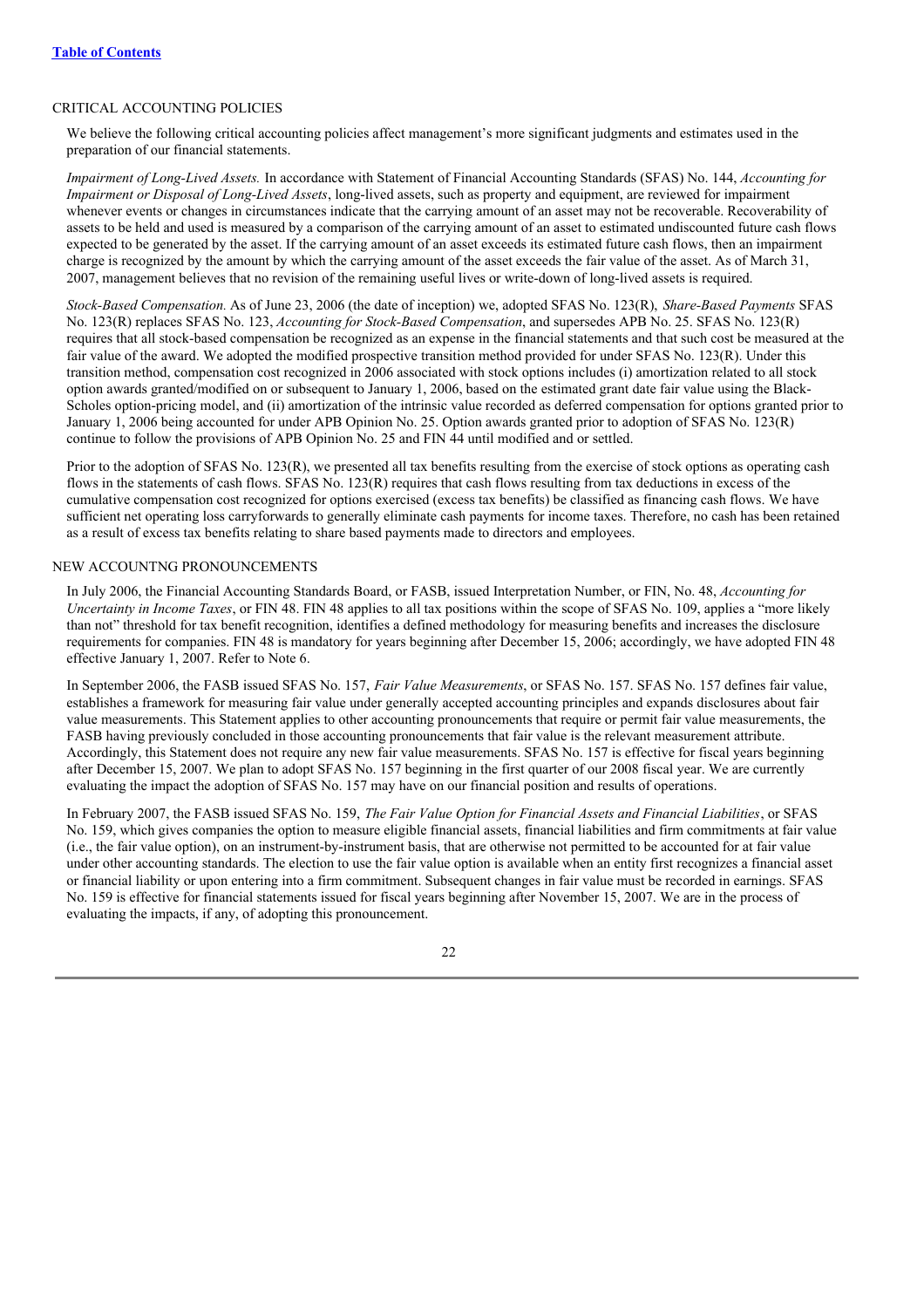## CRITICAL ACCOUNTING POLICIES

We believe the following critical accounting policies affect management's more significant judgments and estimates used in the preparation of our financial statements.

*Impairment of Long-Lived Assets.* In accordance with Statement of Financial Accounting Standards (SFAS) No. 144, *Accounting for Impairment or Disposal of Long-Lived Assets*, long-lived assets, such as property and equipment, are reviewed for impairment whenever events or changes in circumstances indicate that the carrying amount of an asset may not be recoverable. Recoverability of assets to be held and used is measured by a comparison of the carrying amount of an asset to estimated undiscounted future cash flows expected to be generated by the asset. If the carrying amount of an asset exceeds its estimated future cash flows, then an impairment charge is recognized by the amount by which the carrying amount of the asset exceeds the fair value of the asset. As of March 31, 2007, management believes that no revision of the remaining useful lives or write-down of long-lived assets is required.

*Stock-Based Compensation.* As of June 23, 2006 (the date of inception) we, adopted SFAS No. 123(R), *Share-Based Payments* SFAS No. 123(R) replaces SFAS No. 123, *Accounting for Stock-Based Compensation*, and supersedes APB No. 25. SFAS No. 123(R) requires that all stock-based compensation be recognized as an expense in the financial statements and that such cost be measured at the fair value of the award. We adopted the modified prospective transition method provided for under SFAS No. 123(R). Under this transition method, compensation cost recognized in 2006 associated with stock options includes (i) amortization related to all stock option awards granted/modified on or subsequent to January 1, 2006, based on the estimated grant date fair value using the Black-Scholes option-pricing model, and (ii) amortization of the intrinsic value recorded as deferred compensation for options granted prior to January 1, 2006 being accounted for under APB Opinion No. 25. Option awards granted prior to adoption of SFAS No. 123(R) continue to follow the provisions of APB Opinion No. 25 and FIN 44 until modified and or settled.

Prior to the adoption of SFAS No. 123(R), we presented all tax benefits resulting from the exercise of stock options as operating cash flows in the statements of cash flows. SFAS No. 123(R) requires that cash flows resulting from tax deductions in excess of the cumulative compensation cost recognized for options exercised (excess tax benefits) be classified as financing cash flows. We have sufficient net operating loss carryforwards to generally eliminate cash payments for income taxes. Therefore, no cash has been retained as a result of excess tax benefits relating to share based payments made to directors and employees.

## NEW ACCOUNTNG PRONOUNCEMENTS

In July 2006, the Financial Accounting Standards Board, or FASB, issued Interpretation Number, or FIN, No. 48, *Accounting for Uncertainty in Income Taxes*, or FIN 48. FIN 48 applies to all tax positions within the scope of SFAS No. 109, applies a "more likely than not" threshold for tax benefit recognition, identifies a defined methodology for measuring benefits and increases the disclosure requirements for companies. FIN 48 is mandatory for years beginning after December 15, 2006; accordingly, we have adopted FIN 48 effective January 1, 2007. Refer to Note 6.

In September 2006, the FASB issued SFAS No. 157, *Fair Value Measurements*, or SFAS No. 157. SFAS No. 157 defines fair value, establishes a framework for measuring fair value under generally accepted accounting principles and expands disclosures about fair value measurements. This Statement applies to other accounting pronouncements that require or permit fair value measurements, the FASB having previously concluded in those accounting pronouncements that fair value is the relevant measurement attribute. Accordingly, this Statement does not require any new fair value measurements. SFAS No. 157 is effective for fiscal years beginning after December 15, 2007. We plan to adopt SFAS No. 157 beginning in the first quarter of our 2008 fiscal year. We are currently evaluating the impact the adoption of SFAS No. 157 may have on our financial position and results of operations.

In February 2007, the FASB issued SFAS No. 159, *The Fair Value Option for Financial Assets and Financial Liabilities*, or SFAS No. 159, which gives companies the option to measure eligible financial assets, financial liabilities and firm commitments at fair value (i.e., the fair value option), on an instrument-by-instrument basis, that are otherwise not permitted to be accounted for at fair value under other accounting standards. The election to use the fair value option is available when an entity first recognizes a financial asset or financial liability or upon entering into a firm commitment. Subsequent changes in fair value must be recorded in earnings. SFAS No. 159 is effective for financial statements issued for fiscal years beginning after November 15, 2007. We are in the process of evaluating the impacts, if any, of adopting this pronouncement.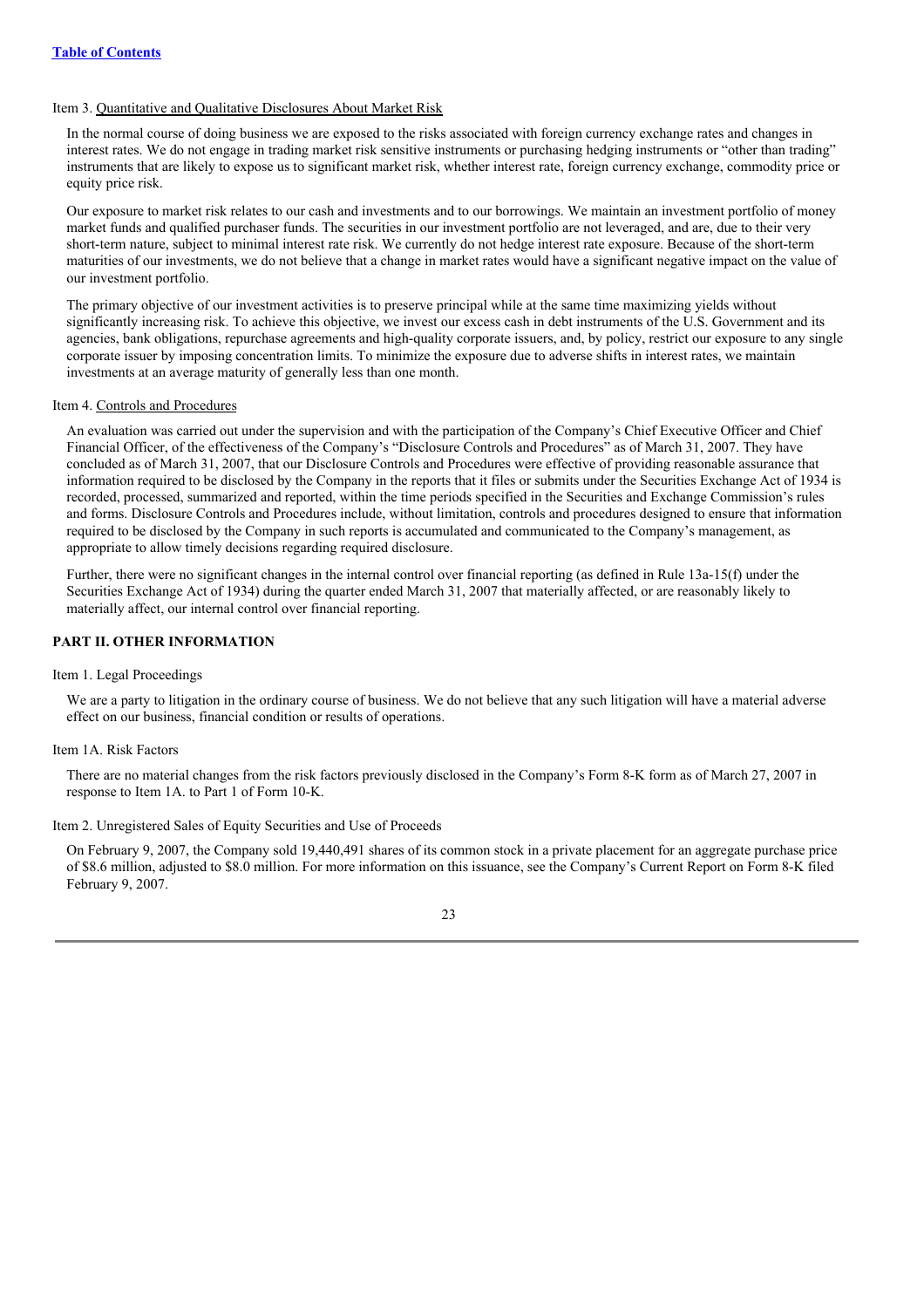Item 3. Quantitative and Qualitative Disclosures About Market Risk

In the normal course of doing business we are exposed to the risks associated with foreign currency exchange rates and changes in interest rates. We do not engage in trading market risk sensitive instruments or purchasing hedging instruments or "other than trading" instruments that are likely to expose us to significant market risk, whether interest rate, foreign currency exchange, commodity price or equity price risk.

Our exposure to market risk relates to our cash and investments and to our borrowings. We maintain an investment portfolio of money market funds and qualified purchaser funds. The securities in our investment portfolio are not leveraged, and are, due to their very short-term nature, subject to minimal interest rate risk. We currently do not hedge interest rate exposure. Because of the short-term maturities of our investments, we do not believe that a change in market rates would have a significant negative impact on the value of our investment portfolio.

The primary objective of our investment activities is to preserve principal while at the same time maximizing yields without significantly increasing risk. To achieve this objective, we invest our excess cash in debt instruments of the U.S. Government and its agencies, bank obligations, repurchase agreements and high-quality corporate issuers, and, by policy, restrict our exposure to any single corporate issuer by imposing concentration limits. To minimize the exposure due to adverse shifts in interest rates, we maintain investments at an average maturity of generally less than one month.

Item 4. Controls and Procedures

An evaluation was carried out under the supervision and with the participation of the Company's Chief Executive Officer and Chief Financial Officer, of the effectiveness of the Company's "Disclosure Controls and Procedures" as of March 31, 2007. They have concluded as of March 31, 2007, that our Disclosure Controls and Procedures were effective of providing reasonable assurance that information required to be disclosed by the Company in the reports that it files or submits under the Securities Exchange Act of 1934 is recorded, processed, summarized and reported, within the time periods specified in the Securities and Exchange Commission's rules and forms. Disclosure Controls and Procedures include, without limitation, controls and procedures designed to ensure that information required to be disclosed by the Company in such reports is accumulated and communicated to the Company's management, as appropriate to allow timely decisions regarding required disclosure.

Further, there were no significant changes in the internal control over financial reporting (as defined in Rule 13a-15(f) under the Securities Exchange Act of 1934) during the quarter ended March 31, 2007 that materially affected, or are reasonably likely to materially affect, our internal control over financial reporting.

## PART II. OTHER INFORMATION

Item 1. Legal Proceedings

We are a party to litigation in the ordinary course of business. We do not believe that any such litigation will have a material adverse effect on our business, financial condition or results of operations.

Item 1A. Risk Factors

There are no material changes from the risk factors previously disclosed in the Company's Form 8-K form as of March 27, 2007 in response to Item 1A. to Part 1 of Form 10-K.

Item 2. Unregistered Sales of Equity Securities and Use of Proceeds

On February 9, 2007, the Company sold 19,440,491 shares of its common stock in a private placement for an aggregate purchase price of $8.6 million, adjusted to $8.0 million. For more information on this issuance, see the Company's Current Report on Form 8-K filed February 9, 2007.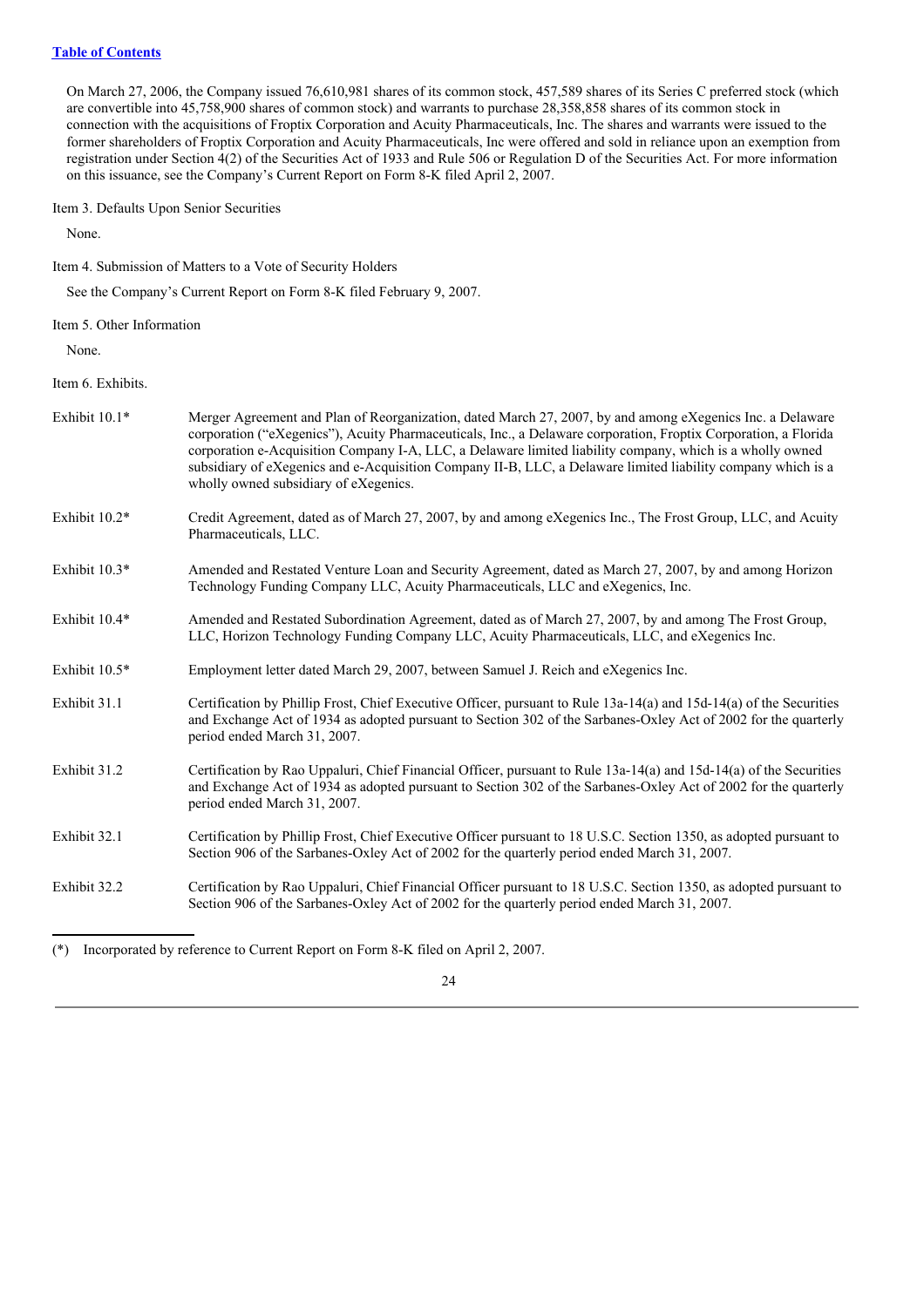[Table of Contents](#)

On March 27, 2006, the Company issued 76,610,981 shares of its common stock, 457,589 shares of its Series C preferred stock (which are convertible into 45,758,900 shares of common stock) and warrants to purchase 28,358,858 shares of its common stock in connection with the acquisitions of Froptix Corporation and Acuity Pharmaceuticals, Inc. The shares and warrants were issued to the former shareholders of Froptix Corporation and Acuity Pharmaceuticals, Inc were offered and sold in reliance upon an exemption from registration under Section 4(2) of the Securities Act of 1933 and Rule 506 or Regulation D of the Securities Act. For more information on this issuance, see the Company's Current Report on Form 8-K filed April 2, 2007.

Item 3. Defaults Upon Senior Securities

None.

Item 4. Submission of Matters to a Vote of Security Holders

See the Company's Current Report on Form 8-K filed February 9, 2007.

Item 5. Other Information

None.

Item 6. Exhibits.

| | |
|---|---|
| Exhibit 10.1* | Merger Agreement and Plan of Reorganization, dated March 27, 2007, by and among eXegenics Inc. a Delaware corporation ("eXegenics"), Acuity Pharmaceuticals, Inc., a Delaware corporation, Froptix Corporation, a Florida corporation e-Acquisition Company I-A, LLC, a Delaware limited liability company, which is a wholly owned subsidiary of eXegenics and e-Acquisition Company II-B, LLC, a Delaware limited liability company which is a wholly owned subsidiary of eXegenics. |
| Exhibit 10.2* | Credit Agreement, dated as of March 27, 2007, by and among eXegenics Inc., The Frost Group, LLC, and Acuity Pharmaceuticals, LLC. |
| Exhibit 10.3* | Amended and Restated Venture Loan and Security Agreement, dated as March 27, 2007, by and among Horizon Technology Funding Company LLC, Acuity Pharmaceuticals, LLC and eXegenics, Inc. |
| Exhibit 10.4* | Amended and Restated Subordination Agreement, dated as of March 27, 2007, by and among The Frost Group, LLC, Horizon Technology Funding Company LLC, Acuity Pharmaceuticals, LLC, and eXegenics Inc. |
| Exhibit 10.5* | Employment letter dated March 29, 2007, between Samuel J. Reich and eXegenics Inc. |
| Exhibit 31.1 | Certification by Phillip Frost, Chief Executive Officer, pursuant to Rule 13a-14(a) and 15d-14(a) of the Securities and Exchange Act of 1934 as adopted pursuant to Section 302 of the Sarbanes-Oxley Act of 2002 for the quarterly period ended March 31, 2007. |
| Exhibit 31.2 | Certification by Rao Uppaluri, Chief Financial Officer, pursuant to Rule 13a-14(a) and 15d-14(a) of the Securities and Exchange Act of 1934 as adopted pursuant to Section 302 of the Sarbanes-Oxley Act of 2002 for the quarterly period ended March 31, 2007. |
| Exhibit 32.1 | Certification by Phillip Frost, Chief Executive Officer pursuant to 18 U.S.C. Section 1350, as adopted pursuant to Section 906 of the Sarbanes-Oxley Act of 2002 for the quarterly period ended March 31, 2007. |
| Exhibit 32.2 | Certification by Rao Uppaluri, Chief Financial Officer pursuant to 18 U.S.C. Section 1350, as adopted pursuant to Section 906 of the Sarbanes-Oxley Act of 2002 for the quarterly period ended March 31, 2007. |

(*) Incorporated by reference to Current Report on Form 8-K filed on April 2, 2007.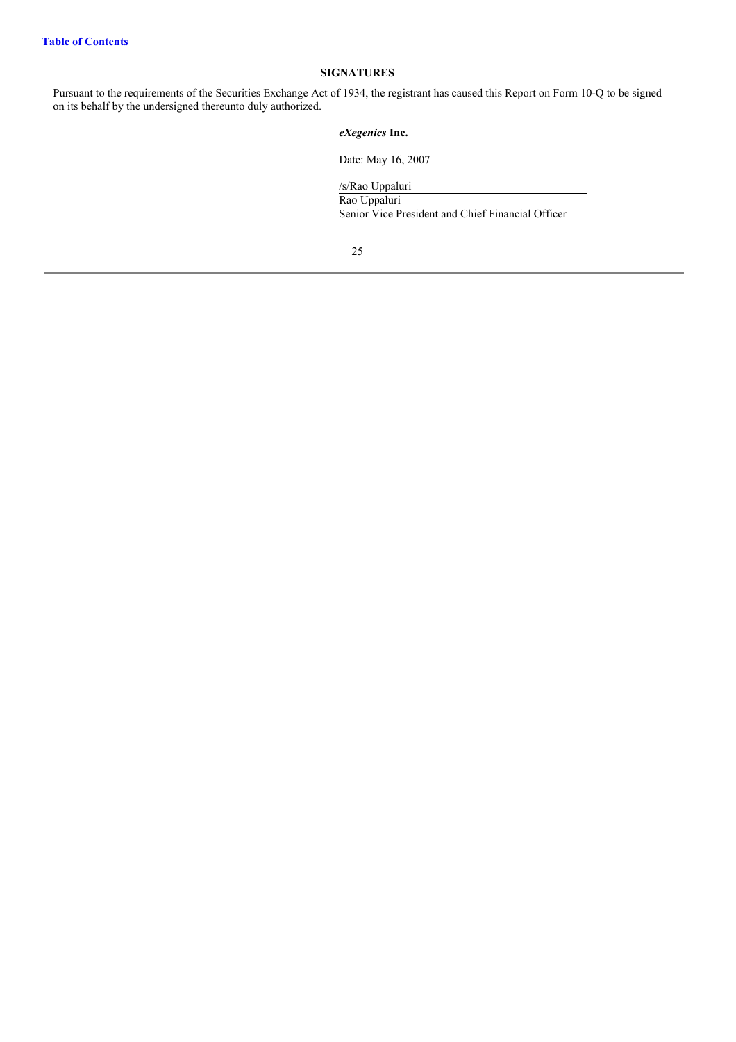## SIGNATURES

Pursuant to the requirements of the Securities Exchange Act of 1934, the registrant has caused this Report on Form 10-Q to be signed on its behalf by the undersigned thereunto duly authorized.

***eXegenics*** **Inc.**

Date: May 16, 2007

/s/Rao Uppaluri

Rao Uppaluri

Senior Vice President and Chief Financial Officer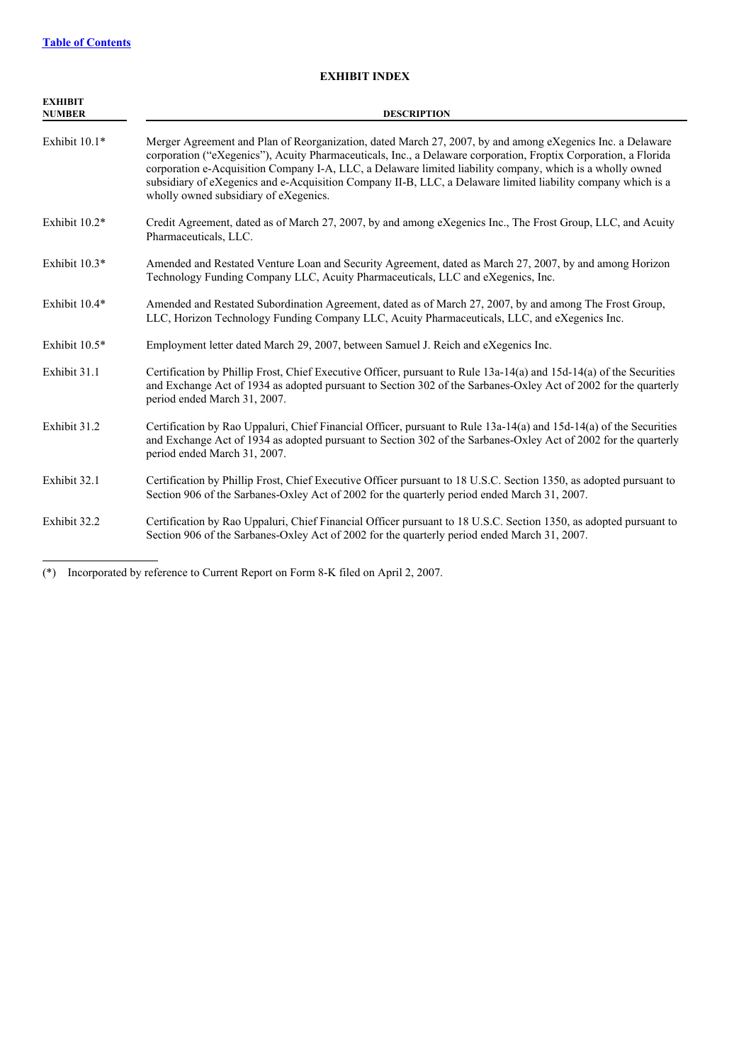Table of Contents

## EXHIBIT INDEX

| EXHIBIT NUMBER | DESCRIPTION |
|---|---|
| Exhibit 10.1* | Merger Agreement and Plan of Reorganization, dated March 27, 2007, by and among eXegenics Inc. a Delaware corporation ("eXegenics"), Acuity Pharmaceuticals, Inc., a Delaware corporation, Froptix Corporation, a Florida corporation e-Acquisition Company I-A, LLC, a Delaware limited liability company, which is a wholly owned subsidiary of eXegenics and e-Acquisition Company II-B, LLC, a Delaware limited liability company which is a wholly owned subsidiary of eXegenics. |
| Exhibit 10.2* | Credit Agreement, dated as of March 27, 2007, by and among eXegenics Inc., The Frost Group, LLC, and Acuity Pharmaceuticals, LLC. |
| Exhibit 10.3* | Amended and Restated Venture Loan and Security Agreement, dated as March 27, 2007, by and among Horizon Technology Funding Company LLC, Acuity Pharmaceuticals, LLC and eXegenics, Inc. |
| Exhibit 10.4* | Amended and Restated Subordination Agreement, dated as of March 27, 2007, by and among The Frost Group, LLC, Horizon Technology Funding Company LLC, Acuity Pharmaceuticals, LLC, and eXegenics Inc. |
| Exhibit 10.5* | Employment letter dated March 29, 2007, between Samuel J. Reich and eXegenics Inc. |
| Exhibit 31.1 | Certification by Phillip Frost, Chief Executive Officer, pursuant to Rule 13a-14(a) and 15d-14(a) of the Securities and Exchange Act of 1934 as adopted pursuant to Section 302 of the Sarbanes-Oxley Act of 2002 for the quarterly period ended March 31, 2007. |
| Exhibit 31.2 | Certification by Rao Uppaluri, Chief Financial Officer, pursuant to Rule 13a-14(a) and 15d-14(a) of the Securities and Exchange Act of 1934 as adopted pursuant to Section 302 of the Sarbanes-Oxley Act of 2002 for the quarterly period ended March 31, 2007. |
| Exhibit 32.1 | Certification by Phillip Frost, Chief Executive Officer pursuant to 18 U.S.C. Section 1350, as adopted pursuant to Section 906 of the Sarbanes-Oxley Act of 2002 for the quarterly period ended March 31, 2007. |
| Exhibit 32.2 | Certification by Rao Uppaluri, Chief Financial Officer pursuant to 18 U.S.C. Section 1350, as adopted pursuant to Section 906 of the Sarbanes-Oxley Act of 2002 for the quarterly period ended March 31, 2007. |

(*) Incorporated by reference to Current Report on Form 8-K filed on April 2, 2007.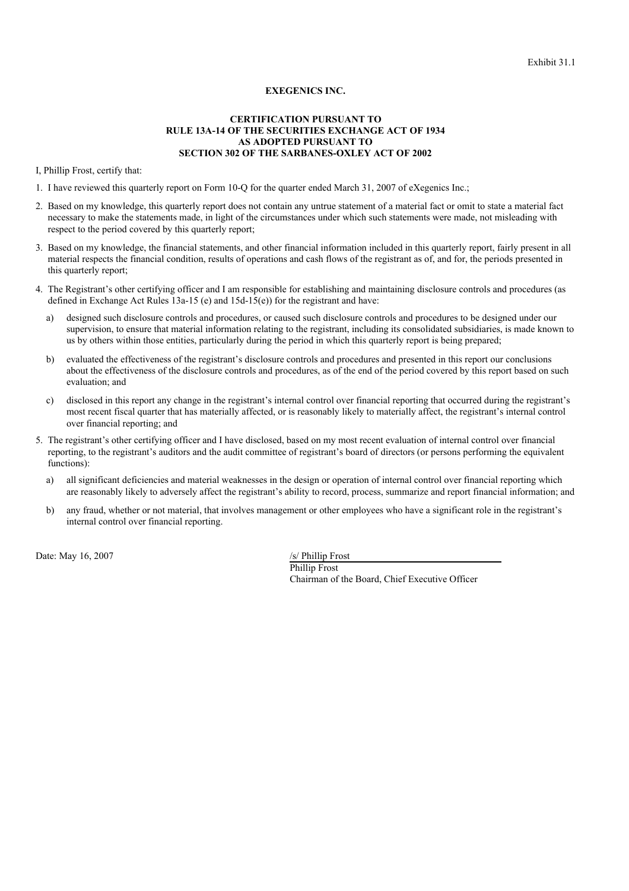Exhibit 31.1

**EXEGENICS INC.**

**CERTIFICATION PURSUANT TO**
**RULE 13A-14 OF THE SECURITIES EXCHANGE ACT OF 1934**
**AS ADOPTED PURSUANT TO**
**SECTION 302 OF THE SARBANES-OXLEY ACT OF 2002**

I, Phillip Frost, certify that:

1. I have reviewed this quarterly report on Form 10-Q for the quarter ended March 31, 2007 of eXegenics Inc.;

2. Based on my knowledge, this quarterly report does not contain any untrue statement of a material fact or omit to state a material fact necessary to make the statements made, in light of the circumstances under which such statements were made, not misleading with respect to the period covered by this quarterly report;

3. Based on my knowledge, the financial statements, and other financial information included in this quarterly report, fairly present in all material respects the financial condition, results of operations and cash flows of the registrant as of, and for, the periods presented in this quarterly report;

4. The Registrant's other certifying officer and I am responsible for establishing and maintaining disclosure controls and procedures (as defined in Exchange Act Rules 13a-15 (e) and 15d-15(e)) for the registrant and have:

   a) designed such disclosure controls and procedures, or caused such disclosure controls and procedures to be designed under our supervision, to ensure that material information relating to the registrant, including its consolidated subsidiaries, is made known to us by others within those entities, particularly during the period in which this quarterly report is being prepared;

   b) evaluated the effectiveness of the registrant's disclosure controls and procedures and presented in this report our conclusions about the effectiveness of the disclosure controls and procedures, as of the end of the period covered by this report based on such evaluation; and

   c) disclosed in this report any change in the registrant's internal control over financial reporting that occurred during the registrant's most recent fiscal quarter that has materially affected, or is reasonably likely to materially affect, the registrant's internal control over financial reporting; and

5. The registrant's other certifying officer and I have disclosed, based on my most recent evaluation of internal control over financial reporting, to the registrant's auditors and the audit committee of registrant's board of directors (or persons performing the equivalent functions):

   a) all significant deficiencies and material weaknesses in the design or operation of internal control over financial reporting which are reasonably likely to adversely affect the registrant's ability to record, process, summarize and report financial information; and

   b) any fraud, whether or not material, that involves management or other employees who have a significant role in the registrant's internal control over financial reporting.

Date: May 16, 2007

/s/ Phillip Frost
Phillip Frost
Chairman of the Board, Chief Executive Officer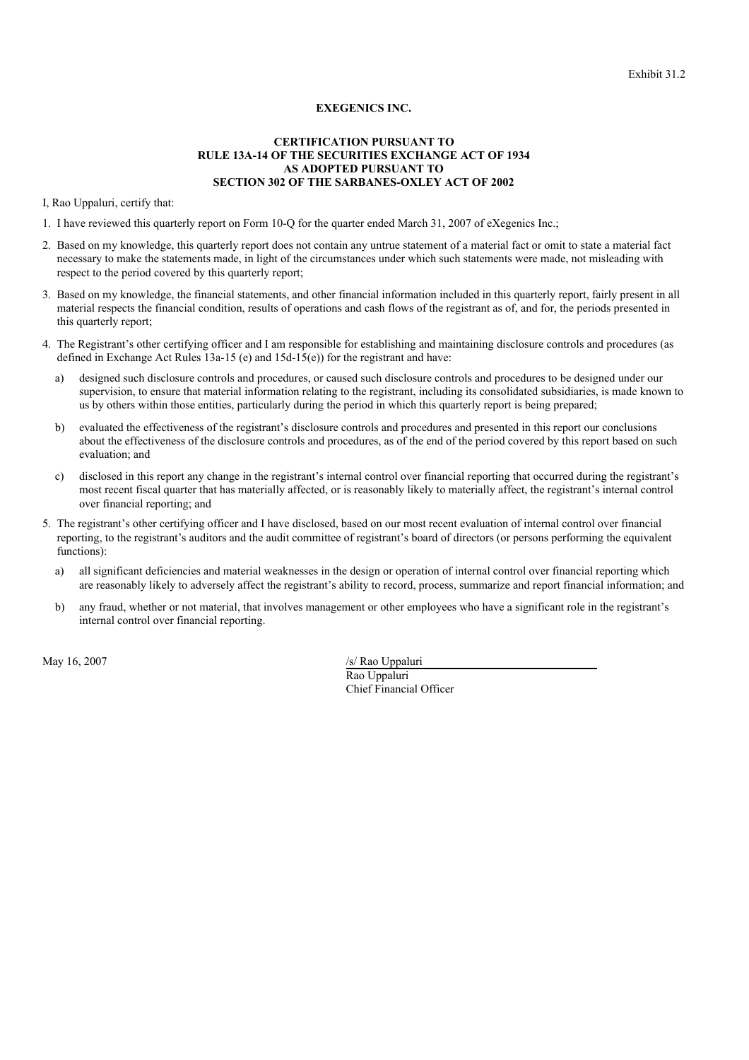Exhibit 31.2

**EXEGENICS INC.**

**CERTIFICATION PURSUANT TO
RULE 13A-14 OF THE SECURITIES EXCHANGE ACT OF 1934
AS ADOPTED PURSUANT TO
SECTION 302 OF THE SARBANES-OXLEY ACT OF 2002**

I, Rao Uppaluri, certify that:

1. I have reviewed this quarterly report on Form 10-Q for the quarter ended March 31, 2007 of eXegenics Inc.;
2. Based on my knowledge, this quarterly report does not contain any untrue statement of a material fact or omit to state a material fact necessary to make the statements made, in light of the circumstances under which such statements were made, not misleading with respect to the period covered by this quarterly report;
3. Based on my knowledge, the financial statements, and other financial information included in this quarterly report, fairly present in all material respects the financial condition, results of operations and cash flows of the registrant as of, and for, the periods presented in this quarterly report;
4. The Registrant's other certifying officer and I am responsible for establishing and maintaining disclosure controls and procedures (as defined in Exchange Act Rules 13a-15 (e) and 15d-15(e)) for the registrant and have:
   a) designed such disclosure controls and procedures, or caused such disclosure controls and procedures to be designed under our supervision, to ensure that material information relating to the registrant, including its consolidated subsidiaries, is made known to us by others within those entities, particularly during the period in which this quarterly report is being prepared;
   b) evaluated the effectiveness of the registrant's disclosure controls and procedures and presented in this report our conclusions about the effectiveness of the disclosure controls and procedures, as of the end of the period covered by this report based on such evaluation; and
   c) disclosed in this report any change in the registrant's internal control over financial reporting that occurred during the registrant's most recent fiscal quarter that has materially affected, or is reasonably likely to materially affect, the registrant's internal control over financial reporting; and
5. The registrant's other certifying officer and I have disclosed, based on our most recent evaluation of internal control over financial reporting, to the registrant's auditors and the audit committee of registrant's board of directors (or persons performing the equivalent functions):
   a) all significant deficiencies and material weaknesses in the design or operation of internal control over financial reporting which are reasonably likely to adversely affect the registrant's ability to record, process, summarize and report financial information; and
   b) any fraud, whether or not material, that involves management or other employees who have a significant role in the registrant's internal control over financial reporting.

May 16, 2007

/s/ Rao Uppaluri
Rao Uppaluri
Chief Financial Officer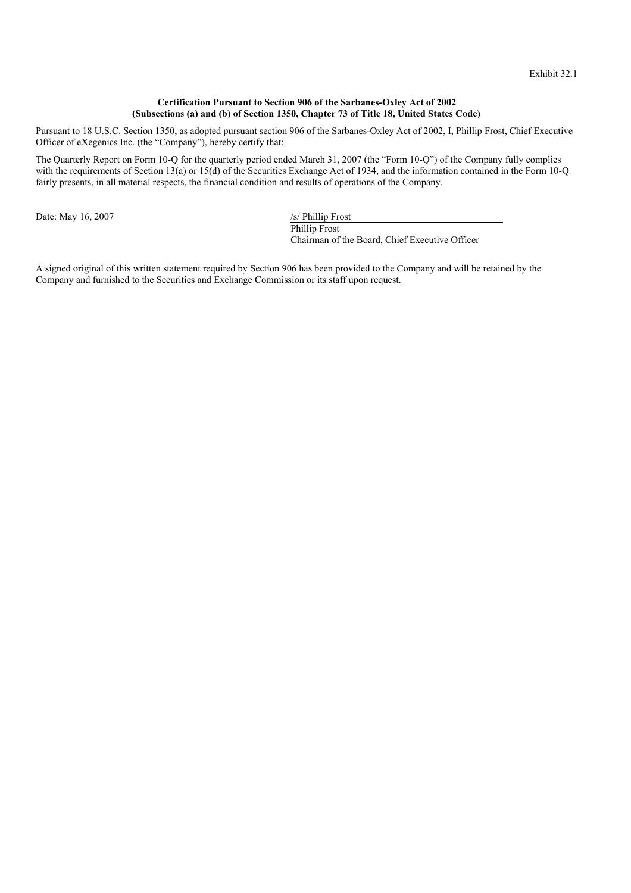Exhibit 32.1

**Certification Pursuant to Section 906 of the Sarbanes-Oxley Act of 2002**
**(Subsections (a) and (b) of Section 1350, Chapter 73 of Title 18, United States Code)**

Pursuant to 18 U.S.C. Section 1350, as adopted pursuant section 906 of the Sarbanes-Oxley Act of 2002, I, Phillip Frost, Chief Executive Officer of eXegenics Inc. (the "Company"), hereby certify that:

The Quarterly Report on Form 10-Q for the quarterly period ended March 31, 2007 (the "Form 10-Q") of the Company fully complies with the requirements of Section 13(a) or 15(d) of the Securities Exchange Act of 1934, and the information contained in the Form 10-Q fairly presents, in all material respects, the financial condition and results of operations of the Company.

Date: May 16, 2007

/s/ Phillip Frost
Phillip Frost
Chairman of the Board, Chief Executive Officer

A signed original of this written statement required by Section 906 has been provided to the Company and will be retained by the Company and furnished to the Securities and Exchange Commission or its staff upon request.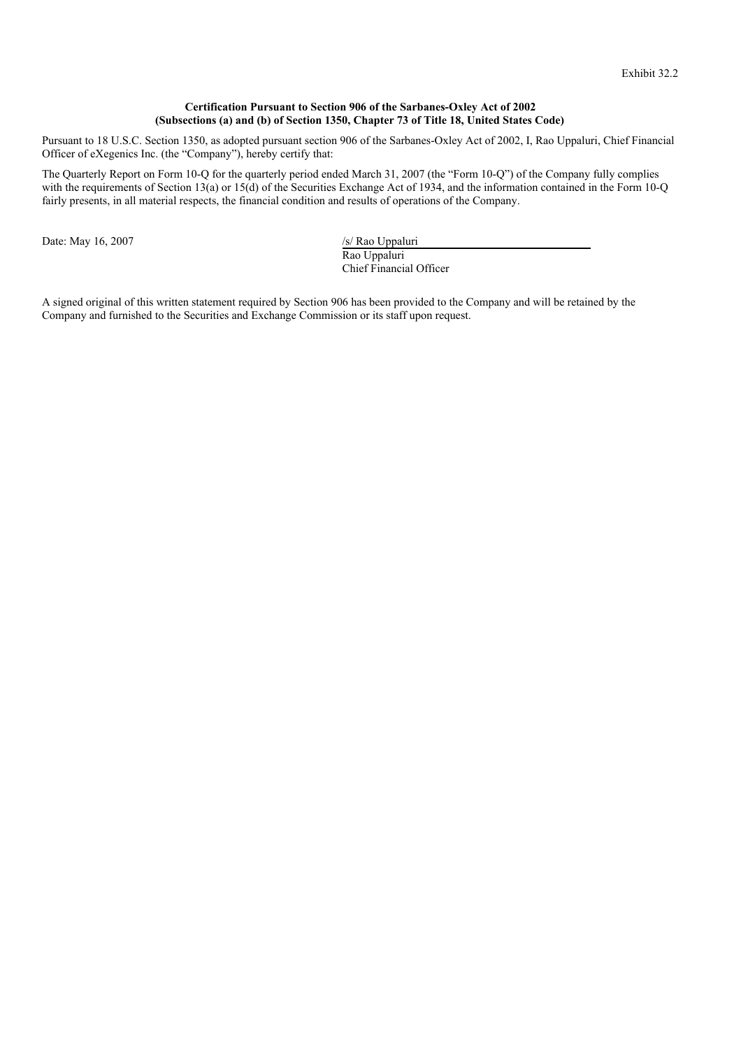Exhibit 32.2

**Certification Pursuant to Section 906 of the Sarbanes-Oxley Act of 2002**
**(Subsections (a) and (b) of Section 1350, Chapter 73 of Title 18, United States Code)**

Pursuant to 18 U.S.C. Section 1350, as adopted pursuant section 906 of the Sarbanes-Oxley Act of 2002, I, Rao Uppaluri, Chief Financial Officer of eXegenics Inc. (the "Company"), hereby certify that:

The Quarterly Report on Form 10-Q for the quarterly period ended March 31, 2007 (the "Form 10-Q") of the Company fully complies with the requirements of Section 13(a) or 15(d) of the Securities Exchange Act of 1934, and the information contained in the Form 10-Q fairly presents, in all material respects, the financial condition and results of operations of the Company.

Date: May 16, 2007

/s/ Rao Uppaluri
Rao Uppaluri
Chief Financial Officer

A signed original of this written statement required by Section 906 has been provided to the Company and will be retained by the Company and furnished to the Securities and Exchange Commission or its staff upon request.